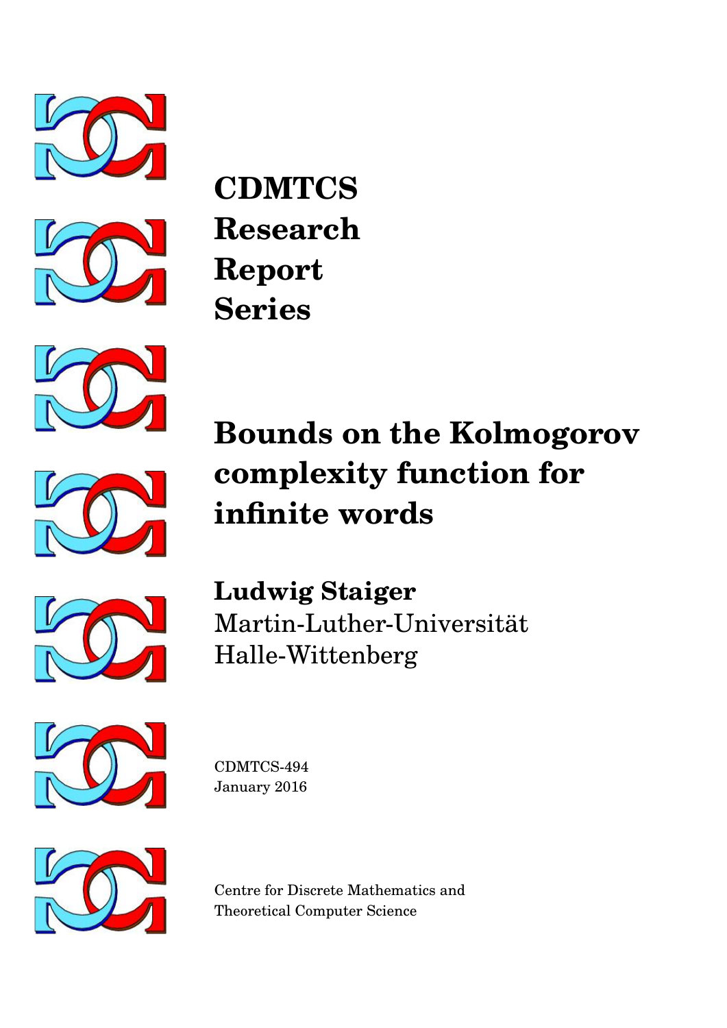# CDMTCS Research Report Series

# Bounds on the Kolmogorov complexity function for infinite words

**Ludwig Staiger**
Martin-Luther-Universität
Halle-Wittenberg

CDMTCS-494
January 2016

Centre for Discrete Mathematics and
Theoretical Computer Science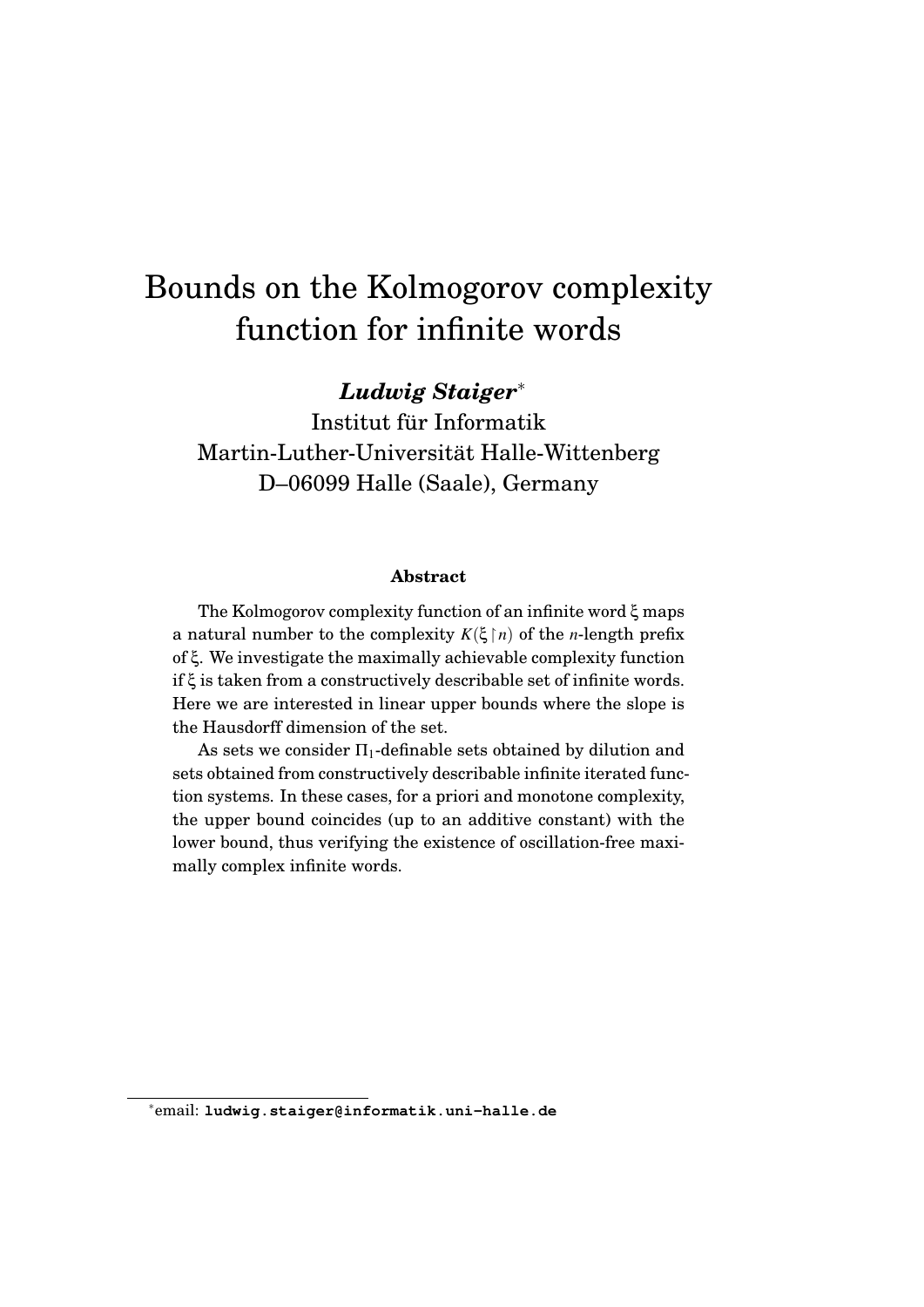# Bounds on the Kolmogorov complexity function for infinite words

***Ludwig Staiger*** [*]

Institut für Informatik
Martin-Luther-Universität Halle-Wittenberg
D–06099 Halle (Saale), Germany

### Abstract

The Kolmogorov complexity function of an infinite word $\xi$ maps a natural number to the complexity $K(\xi\upharpoonright n)$ of the $n$-length prefix of $\xi$. We investigate the maximally achievable complexity function if $\xi$ is taken from a constructively describable set of infinite words. Here we are interested in linear upper bounds where the slope is the Hausdorff dimension of the set.

As sets we consider $\Pi_1$-definable sets obtained by dilution and sets obtained from constructively describable infinite iterated function systems. In these cases, for a priori and monotone complexity, the upper bound coincides (up to an additive constant) with the lower bound, thus verifying the existence of oscillation-free maximally complex infinite words.

[*] email: `ludwig.staiger@informatik.uni-halle.de`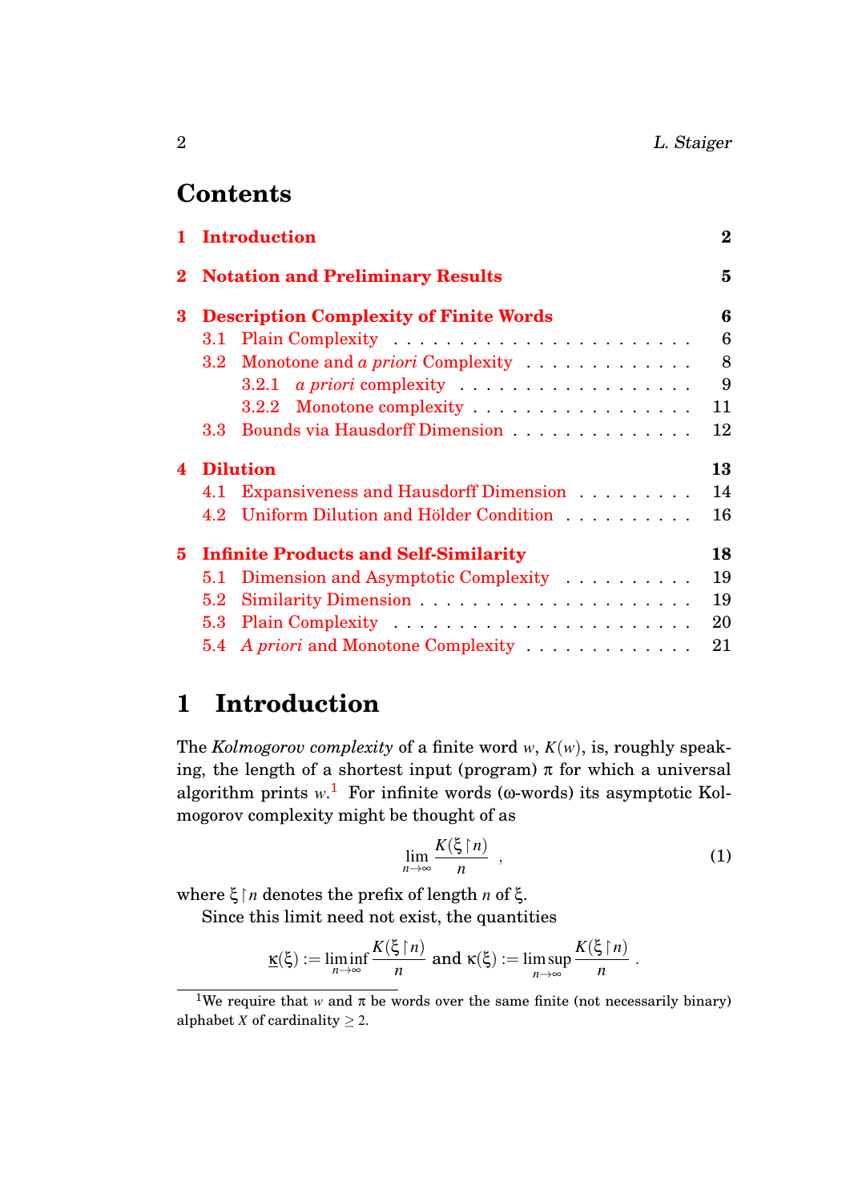# Contents

**1 Introduction** **2**

**2 Notation and Preliminary Results** **5**

**3 Description Complexity of Finite Words** **6**
- 3.1 Plain Complexity . . . . . . . . . . . . . . . . . . . . . . . 6
- 3.2 Monotone and *a priori* Complexity . . . . . . . . . . . . . 8
  - 3.2.1 *a priori* complexity . . . . . . . . . . . . . . . . . . 9
  - 3.2.2 Monotone complexity . . . . . . . . . . . . . . . . . 11
- 3.3 Bounds via Hausdorff Dimension . . . . . . . . . . . . . . 12

**4 Dilution** **13**
- 4.1 Expansiveness and Hausdorff Dimension . . . . . . . . . 14
- 4.2 Uniform Dilution and Hölder Condition . . . . . . . . . . 16

**5 Infinite Products and Self-Similarity** **18**
- 5.1 Dimension and Asymptotic Complexity . . . . . . . . . . 19
- 5.2 Similarity Dimension . . . . . . . . . . . . . . . . . . . . . 19
- 5.3 Plain Complexity . . . . . . . . . . . . . . . . . . . . . . . 20
- 5.4 *A priori* and Monotone Complexity . . . . . . . . . . . . . 21

# 1 Introduction

The *Kolmogorov complexity* of a finite word $w$, $K(w)$, is, roughly speaking, the length of a shortest input (program) $\pi$ for which a universal algorithm prints $w$.[1] For infinite words ($\omega$-words) its asymptotic Kolmogorov complexity might be thought of as

$$\lim_{n\to\infty} \frac{K(\xi\upharpoonright n)}{n} \quad , \tag{1}$$

where $\xi\upharpoonright n$ denotes the prefix of length $n$ of $\xi$.

Since this limit need not exist, the quantities

$$\underline{\kappa}(\xi) := \liminf_{n\to\infty} \frac{K(\xi\upharpoonright n)}{n} \text{ and } \kappa(\xi) := \limsup_{n\to\infty} \frac{K(\xi\upharpoonright n)}{n} \ .$$

[1] We require that $w$ and $\pi$ be words over the same finite (not necessarily binary) alphabet $X$ of cardinality $\geq 2$.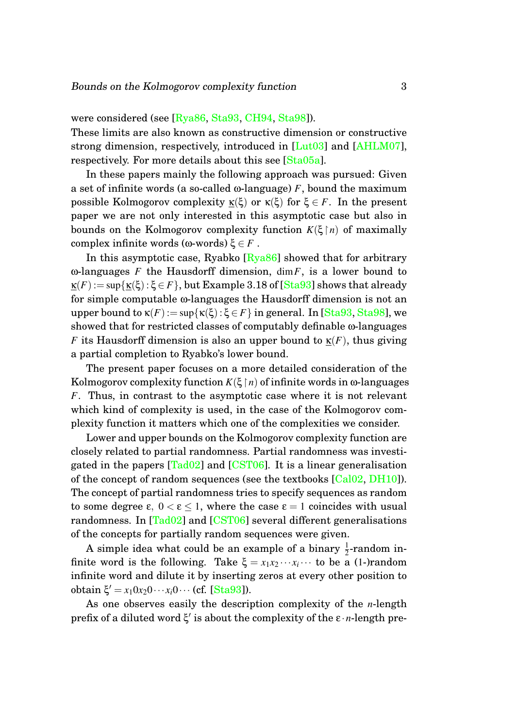were considered (see [Rya86, Sta93, CH94, Sta98]).
These limits are also known as constructive dimension or constructive strong dimension, respectively, introduced in [Lut03] and [AHLM07], respectively. For more details about this see [Sta05a].

In these papers mainly the following approach was pursued: Given a set of infinite words (a so-called ω-language) $F$, bound the maximum possible Kolmogorov complexity $\underline{\kappa}(\xi)$ or $\kappa(\xi)$ for $\xi \in F$. In the present paper we are not only interested in this asymptotic case but also in bounds on the Kolmogorov complexity function $K(\xi\upharpoonright n)$ of maximally complex infinite words (ω-words) $\xi \in F$.

In this asymptotic case, Ryabko [Rya86] showed that for arbitrary ω-languages $F$ the Hausdorff dimension, $\dim F$, is a lower bound to $\underline{\kappa}(F) := \sup\{\underline{\kappa}(\xi) : \xi \in F\}$, but Example 3.18 of [Sta93] shows that already for simple computable ω-languages the Hausdorff dimension is not an upper bound to $\kappa(F) := \sup\{\kappa(\xi) : \xi \in F\}$ in general. In [Sta93, Sta98], we showed that for restricted classes of computably definable ω-languages $F$ its Hausdorff dimension is also an upper bound to $\underline{\kappa}(F)$, thus giving a partial completion to Ryabko's lower bound.

The present paper focuses on a more detailed consideration of the Kolmogorov complexity function $K(\xi\upharpoonright n)$ of infinite words in ω-languages $F$. Thus, in contrast to the asymptotic case where it is not relevant which kind of complexity is used, in the case of the Kolmogorov complexity function it matters which one of the complexities we consider.

Lower and upper bounds on the Kolmogorov complexity function are closely related to partial randomness. Partial randomness was investigated in the papers [Tad02] and [CST06]. It is a linear generalisation of the concept of random sequences (see the textbooks [Cal02, DH10]). The concept of partial randomness tries to specify sequences as random to some degree $\varepsilon$, $0 < \varepsilon \leq 1$, where the case $\varepsilon = 1$ coincides with usual randomness. In [Tad02] and [CST06] several different generalisations of the concepts for partially random sequences were given.

A simple idea what could be an example of a binary $\frac{1}{2}$-random infinite word is the following. Take $\xi = x_1 x_2 \cdots x_i \cdots$ to be a (1-)random infinite word and dilute it by inserting zeros at every other position to obtain $\xi' = x_1 0 x_2 0 \cdots x_i 0 \cdots$ (cf. [Sta93]).

As one observes easily the description complexity of the $n$-length prefix of a diluted word $\xi'$ is about the complexity of the $\varepsilon \cdot n$-length pre-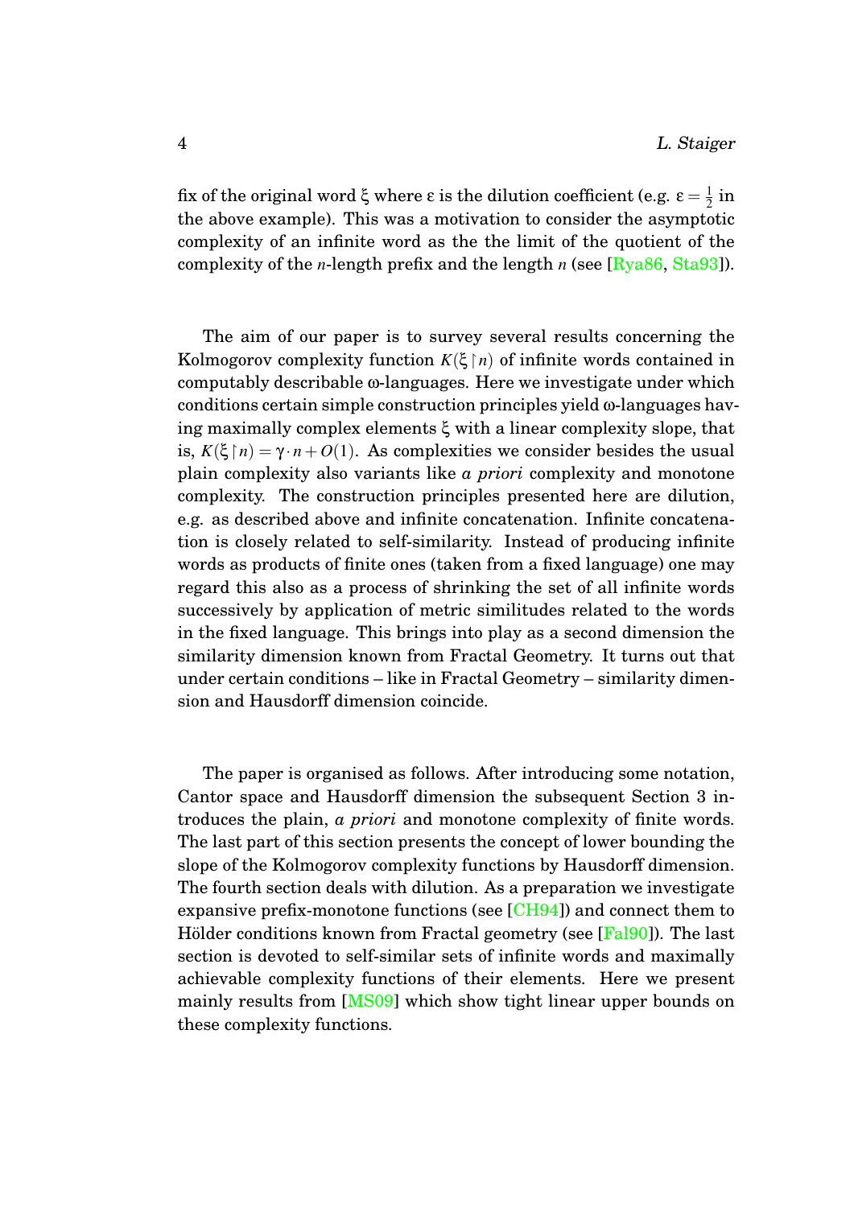fix of the original word $\xi$ where $\varepsilon$ is the dilution coefficient (e.g. $\varepsilon = \frac{1}{2}$ in the above example). This was a motivation to consider the asymptotic complexity of an infinite word as the the limit of the quotient of the complexity of the $n$-length prefix and the length $n$ (see [Rya86, Sta93]).

The aim of our paper is to survey several results concerning the Kolmogorov complexity function $K(\xi\upharpoonright n)$ of infinite words contained in computably describable $\omega$-languages. Here we investigate under which conditions certain simple construction principles yield $\omega$-languages having maximally complex elements $\xi$ with a linear complexity slope, that is, $K(\xi\upharpoonright n) = \gamma \cdot n + O(1)$. As complexities we consider besides the usual plain complexity also variants like *a priori* complexity and monotone complexity. The construction principles presented here are dilution, e.g. as described above and infinite concatenation. Infinite concatenation is closely related to self-similarity. Instead of producing infinite words as products of finite ones (taken from a fixed language) one may regard this also as a process of shrinking the set of all infinite words successively by application of metric similitudes related to the words in the fixed language. This brings into play as a second dimension the similarity dimension known from Fractal Geometry. It turns out that under certain conditions – like in Fractal Geometry – similarity dimension and Hausdorff dimension coincide.

The paper is organised as follows. After introducing some notation, Cantor space and Hausdorff dimension the subsequent Section 3 introduces the plain, *a priori* and monotone complexity of finite words. The last part of this section presents the concept of lower bounding the slope of the Kolmogorov complexity functions by Hausdorff dimension. The fourth section deals with dilution. As a preparation we investigate expansive prefix-monotone functions (see [CH94]) and connect them to Hölder conditions known from Fractal geometry (see [Fal90]). The last section is devoted to self-similar sets of infinite words and maximally achievable complexity functions of their elements. Here we present mainly results from [MS09] which show tight linear upper bounds on these complexity functions.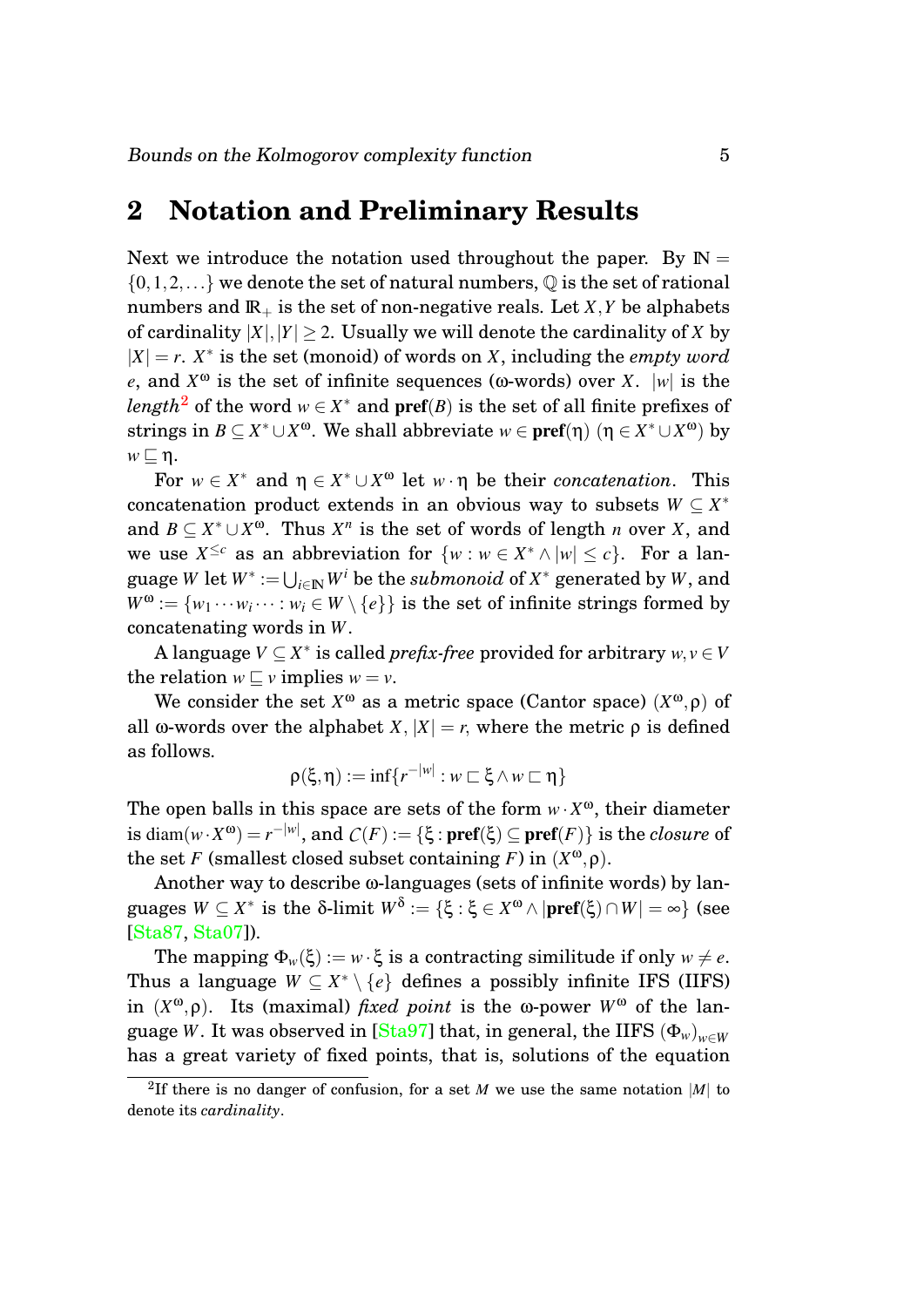## 2 Notation and Preliminary Results

Next we introduce the notation used throughout the paper. By $\mathbb{N} = \{0,1,2,\ldots\}$ we denote the set of natural numbers, $\mathbb{Q}$ is the set of rational numbers and $\mathbb{R}_+$ is the set of non-negative reals. Let $X,Y$ be alphabets of cardinality $|X|,|Y| \geq 2$. Usually we will denote the cardinality of $X$ by $|X| = r$. $X^*$ is the set (monoid) of words on $X$, including the *empty word* $e$, and $X^\omega$ is the set of infinite sequences ($\omega$-words) over $X$. $|w|$ is the *length*[2] of the word $w \in X^*$ and $\mathbf{pref}(B)$ is the set of all finite prefixes of strings in $B \subseteq X^* \cup X^\omega$. We shall abbreviate $w \in \mathbf{pref}(\eta)$ ($\eta \in X^* \cup X^\omega$) by $w \sqsubseteq \eta$.

For $w \in X^*$ and $\eta \in X^* \cup X^\omega$ let $w \cdot \eta$ be their *concatenation*. This concatenation product extends in an obvious way to subsets $W \subseteq X^*$ and $B \subseteq X^* \cup X^\omega$. Thus $X^n$ is the set of words of length $n$ over $X$, and we use $X^{\leq c}$ as an abbreviation for $\{w : w \in X^* \wedge |w| \leq c\}$. For a language $W$ let $W^* := \bigcup_{i \in \mathbb{N}} W^i$ be the *submonoid* of $X^*$ generated by $W$, and $W^\omega := \{w_1 \cdots w_i \cdots : w_i \in W \setminus \{e\}\}$ is the set of infinite strings formed by concatenating words in $W$.

A language $V \subseteq X^*$ is called *prefix-free* provided for arbitrary $w,v \in V$ the relation $w \sqsubseteq v$ implies $w = v$.

We consider the set $X^\omega$ as a metric space (Cantor space) $(X^\omega, \rho)$ of all $\omega$-words over the alphabet $X$, $|X| = r$, where the metric $\rho$ is defined as follows.

$$\rho(\xi,\eta) := \inf\{r^{-|w|} : w \sqsubset \xi \wedge w \sqsubset \eta\}$$

The open balls in this space are sets of the form $w \cdot X^\omega$, their diameter is $\operatorname{diam}(w \cdot X^\omega) = r^{-|w|}$, and $\mathcal{C}(F) := \{\xi : \mathbf{pref}(\xi) \subseteq \mathbf{pref}(F)\}$ is the *closure* of the set $F$ (smallest closed subset containing $F$) in $(X^\omega, \rho)$.

Another way to describe $\omega$-languages (sets of infinite words) by languages $W \subseteq X^*$ is the $\delta$-limit $W^\delta := \{\xi : \xi \in X^\omega \wedge |\mathbf{pref}(\xi) \cap W| = \infty\}$ (see [Sta87, Sta07]).

The mapping $\Phi_w(\xi) := w \cdot \xi$ is a contracting similitude if only $w \neq e$. Thus a language $W \subseteq X^* \setminus \{e\}$ defines a possibly infinite IFS (IIFS) in $(X^\omega, \rho)$. Its (maximal) *fixed point* is the $\omega$-power $W^\omega$ of the language $W$. It was observed in [Sta97] that, in general, the IIFS $(\Phi_w)_{w \in W}$ has a great variety of fixed points, that is, solutions of the equation

[2] If there is no danger of confusion, for a set $M$ we use the same notation $|M|$ to denote its *cardinality*.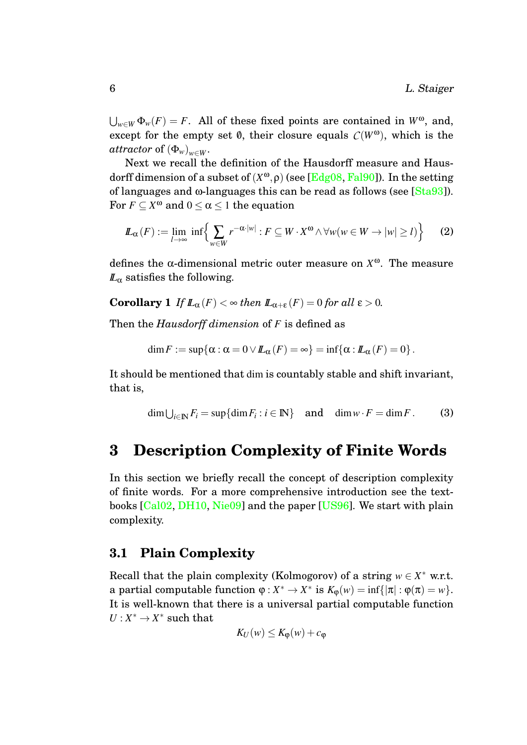$\bigcup_{w\in W} \Phi_w(F) = F$. All of these fixed points are contained in $W^\omega$, and, except for the empty set $\emptyset$, their closure equals $\mathcal{C}(W^\omega)$, which is the *attractor* of $(\Phi_w)_{w\in W}$.

Next we recall the definition of the Hausdorff measure and Hausdorff dimension of a subset of $(X^\omega, \rho)$ (see [Edg08, Fal90]). In the setting of languages and ω-languages this can be read as follows (see [Sta93]). For $F \subseteq X^\omega$ and $0 \leq \alpha \leq 1$ the equation

$$\mathbb{L}_\alpha(F) := \lim_{l\to\infty} \inf\Big\{ \sum_{w\in W} r^{-\alpha\cdot|w|} : F \subseteq W \cdot X^\omega \wedge \forall w(w \in W \to |w| \geq l)\Big\} \tag{2}$$

defines the α-dimensional metric outer measure on $X^\omega$. The measure $\mathbb{L}_\alpha$ satisfies the following.

**Corollary 1** *If $\mathbb{L}_\alpha(F) < \infty$ then $\mathbb{L}_{\alpha+\varepsilon}(F) = 0$ for all $\varepsilon > 0$.*

Then the *Hausdorff dimension* of $F$ is defined as

$$\dim F := \sup\{\alpha : \alpha = 0 \vee \mathbb{L}_\alpha(F) = \infty\} = \inf\{\alpha : \mathbb{L}_\alpha(F) = 0\}.$$

It should be mentioned that dim is countably stable and shift invariant, that is,

$$\dim \textstyle\bigcup_{i\in\mathbb{N}} F_i = \sup\{\dim F_i : i \in \mathbb{N}\} \quad \text{and} \quad \dim w \cdot F = \dim F. \tag{3}$$

## 3 Description Complexity of Finite Words

In this section we briefly recall the concept of description complexity of finite words. For a more comprehensive introduction see the textbooks [Cal02, DH10, Nie09] and the paper [US96]. We start with plain complexity.

### 3.1 Plain Complexity

Recall that the plain complexity (Kolmogorov) of a string $w \in X^*$ w.r.t. a partial computable function $\varphi : X^* \to X^*$ is $K_\varphi(w) = \inf\{|\pi| : \varphi(\pi) = w\}$. It is well-known that there is a universal partial computable function $U : X^* \to X^*$ such that

$$K_U(w) \leq K_\varphi(w) + c_\varphi$$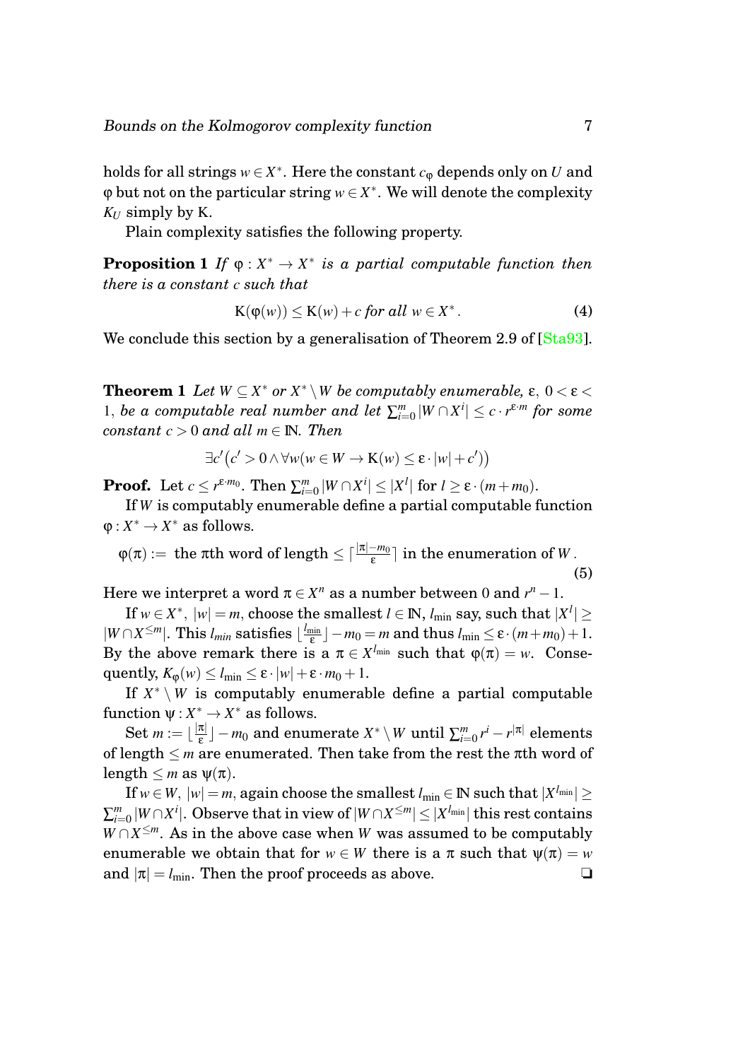holds for all strings $w \in X^*$. Here the constant $c_\varphi$ depends only on $U$ and $\varphi$ but not on the particular string $w \in X^*$. We will denote the complexity $K_U$ simply by $\mathrm{K}$.

Plain complexity satisfies the following property.

**Proposition 1** *If $\varphi : X^* \to X^*$ is a partial computable function then there is a constant $c$ such that*

$$\mathrm{K}(\varphi(w)) \leq \mathrm{K}(w) + c \text{ for all } w \in X^* . \tag{4}$$

We conclude this section by a generalisation of Theorem 2.9 of [Sta93].

**Theorem 1** *Let $W \subseteq X^*$ or $X^* \setminus W$ be computably enumerable, $\varepsilon$, $0 < \varepsilon < 1$, be a computable real number and let $\sum_{i=0}^{m} |W \cap X^i| \leq c \cdot r^{\varepsilon \cdot m}$ for some constant $c > 0$ and all $m \in \mathbb{N}$. Then*

$$\exists c' \big( c' > 0 \wedge \forall w ( w \in W \to \mathrm{K}(w) \leq \varepsilon \cdot |w| + c' ) \big)$$

**Proof.** Let $c \leq r^{\varepsilon \cdot m_0}$. Then $\sum_{i=0}^{m} |W \cap X^i| \leq |X^l|$ for $l \geq \varepsilon \cdot (m + m_0)$.

If $W$ is computably enumerable define a partial computable function $\varphi : X^* \to X^*$ as follows.

$$\varphi(\pi) := \text{ the } \pi\text{th word of length} \leq \lceil \tfrac{|\pi| - m_0}{\varepsilon} \rceil \text{ in the enumeration of } W . \tag{5}$$

Here we interpret a word $\pi \in X^n$ as a number between 0 and $r^n - 1$.

If $w \in X^*$, $|w| = m$, choose the smallest $l \in \mathbb{N}$, $l_{\min}$ say, such that $|X^l| \geq |W \cap X^{\leq m}|$. This $l_{min}$ satisfies $\lfloor \frac{l_{\min}}{\varepsilon} \rfloor - m_0 = m$ and thus $l_{\min} \leq \varepsilon \cdot (m + m_0) + 1$. By the above remark there is a $\pi \in X^{l_{\min}}$ such that $\varphi(\pi) = w$. Consequently, $K_\varphi(w) \leq l_{\min} \leq \varepsilon \cdot |w| + \varepsilon \cdot m_0 + 1$.

If $X^* \setminus W$ is computably enumerable define a partial computable function $\psi : X^* \to X^*$ as follows.

Set $m := \lfloor \frac{|\pi|}{\varepsilon} \rfloor - m_0$ and enumerate $X^* \setminus W$ until $\sum_{i=0}^{m} r^i - r^{|\pi|}$ elements of length $\leq m$ are enumerated. Then take from the rest the $\pi$th word of length $\leq m$ as $\psi(\pi)$.

If $w \in W$, $|w| = m$, again choose the smallest $l_{\min} \in \mathbb{N}$ such that $|X^{l_{\min}}| \geq \sum_{i=0}^{m} |W \cap X^i|$. Observe that in view of $|W \cap X^{\leq m}| \leq |X^{l_{\min}}|$ this rest contains $W \cap X^{\leq m}$. As in the above case when $W$ was assumed to be computably enumerable we obtain that for $w \in W$ there is a $\pi$ such that $\psi(\pi) = w$ and $|\pi| = l_{\min}$. Then the proof proceeds as above. ❑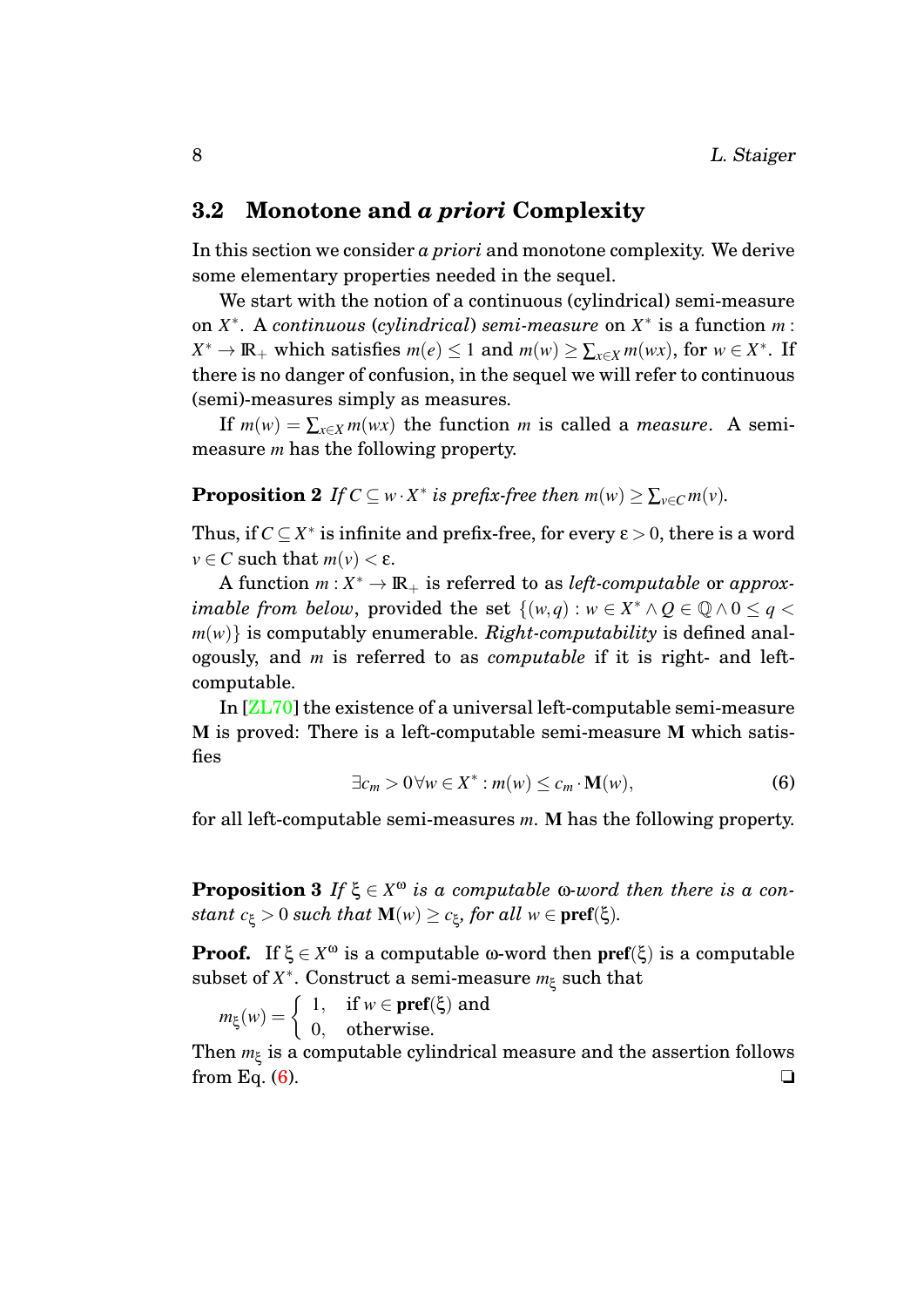### 3.2 Monotone and *a priori* Complexity

In this section we consider *a priori* and monotone complexity. We derive some elementary properties needed in the sequel.

We start with the notion of a continuous (cylindrical) semi-measure on $X^*$. A *continuous* (*cylindrical*) *semi-measure* on $X^*$ is a function $m : X^* \to \mathbb{R}_+$ which satisfies $m(e) \leq 1$ and $m(w) \geq \sum_{x \in X} m(wx)$, for $w \in X^*$. If there is no danger of confusion, in the sequel we will refer to continuous (semi)-measures simply as measures.

If $m(w) = \sum_{x \in X} m(wx)$ the function $m$ is called a *measure*. A semi-measure $m$ has the following property.

**Proposition 2** *If $C \subseteq w \cdot X^*$ is prefix-free then $m(w) \geq \sum_{v \in C} m(v)$.*

Thus, if $C \subseteq X^*$ is infinite and prefix-free, for every $\varepsilon > 0$, there is a word $v \in C$ such that $m(v) < \varepsilon$.

A function $m : X^* \to \mathbb{R}_+$ is referred to as *left-computable* or *approximable from below*, provided the set $\{(w,q) : w \in X^* \wedge Q \in \mathbb{Q} \wedge 0 \leq q < m(w)\}$ is computably enumerable. *Right-computability* is defined analogously, and $m$ is referred to as *computable* if it is right- and left-computable.

In [ZL70] the existence of a universal left-computable semi-measure $\mathbf{M}$ is proved: There is a left-computable semi-measure $\mathbf{M}$ which satisfies

$$\exists c_m > 0 \, \forall w \in X^* : m(w) \leq c_m \cdot \mathbf{M}(w), \tag{6}$$

for all left-computable semi-measures $m$. $\mathbf{M}$ has the following property.

**Proposition 3** *If $\xi \in X^\omega$ is a computable $\omega$-word then there is a constant $c_\xi > 0$ such that $\mathbf{M}(w) \geq c_\xi$, for all $w \in \mathbf{pref}(\xi)$.*

**Proof.** If $\xi \in X^\omega$ is a computable $\omega$-word then $\mathbf{pref}(\xi)$ is a computable subset of $X^*$. Construct a semi-measure $m_\xi$ such that

$$m_\xi(w) = \begin{cases} 1, & \text{if } w \in \mathbf{pref}(\xi) \text{ and} \\ 0, & \text{otherwise.} \end{cases}$$

Then $m_\xi$ is a computable cylindrical measure and the assertion follows from Eq. (6). ❑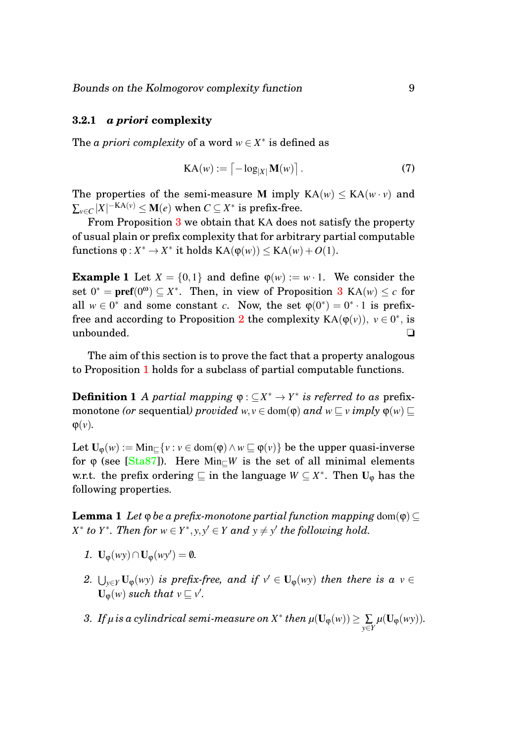### 3.2.1 *a priori* complexity

The *a priori complexity* of a word $w \in X^*$ is defined as

$$\mathrm{KA}(w) := \left\lceil -\log_{|X|} \mathbf{M}(w) \right\rceil . \tag{7}$$

The properties of the semi-measure $\mathbf{M}$ imply $\mathrm{KA}(w) \leq \mathrm{KA}(w \cdot v)$ and $\sum_{v \in C} |X|^{-\mathrm{KA}(v)} \leq \mathbf{M}(e)$ when $C \subseteq X^*$ is prefix-free.

From Proposition 3 we obtain that KA does not satisfy the property of usual plain or prefix complexity that for arbitrary partial computable functions $\varphi : X^* \to X^*$ it holds $\mathrm{KA}(\varphi(w)) \leq \mathrm{KA}(w) + O(1)$.

**Example 1** Let $X = \{0,1\}$ and define $\varphi(w) := w \cdot 1$. We consider the set $0^* = \mathbf{pref}(0^\omega) \subseteq X^*$. Then, in view of Proposition 3 $\mathrm{KA}(w) \leq c$ for all $w \in 0^*$ and some constant $c$. Now, the set $\varphi(0^*) = 0^* \cdot 1$ is prefix-free and according to Proposition 2 the complexity $\mathrm{KA}(\varphi(v))$, $v \in 0^*$, is unbounded. ❏

The aim of this section is to prove the fact that a property analogous to Proposition 1 holds for a subclass of partial computable functions.

**Definition 1** *A partial mapping $\varphi : \subseteq X^* \to Y^*$ is referred to as* prefix-monotone *(or* sequential*) provided $w, v \in \mathrm{dom}(\varphi)$ and $w \sqsubseteq v$ imply $\varphi(w) \sqsubseteq \varphi(v)$.*

Let $\mathbf{U}_\varphi(w) := \mathrm{Min}_\sqsubseteq\{v : v \in \mathrm{dom}(\varphi) \wedge w \sqsubseteq \varphi(v)\}$ be the upper quasi-inverse for $\varphi$ (see [Sta87]). Here $\mathrm{Min}_\sqsubseteq W$ is the set of all minimal elements w.r.t. the prefix ordering $\sqsubseteq$ in the language $W \subseteq X^*$. Then $\mathbf{U}_\varphi$ has the following properties.

**Lemma 1** *Let $\varphi$ be a prefix-monotone partial function mapping $\mathrm{dom}(\varphi) \subseteq X^*$ to $Y^*$. Then for $w \in Y^*, y, y' \in Y$ and $y \neq y'$ the following hold.*

1. $\mathbf{U}_\varphi(wy) \cap \mathbf{U}_\varphi(wy') = \emptyset$.
2. $\bigcup_{y \in Y} \mathbf{U}_\varphi(wy)$ *is prefix-free, and if $v' \in \mathbf{U}_\varphi(wy)$ then there is a $v \in \mathbf{U}_\varphi(w)$ such that $v \sqsubseteq v'$.*
3. *If $\mu$ is a cylindrical semi-measure on $X^*$ then $\mu(\mathbf{U}_\varphi(w)) \geq \sum_{y \in Y} \mu(\mathbf{U}_\varphi(wy))$.*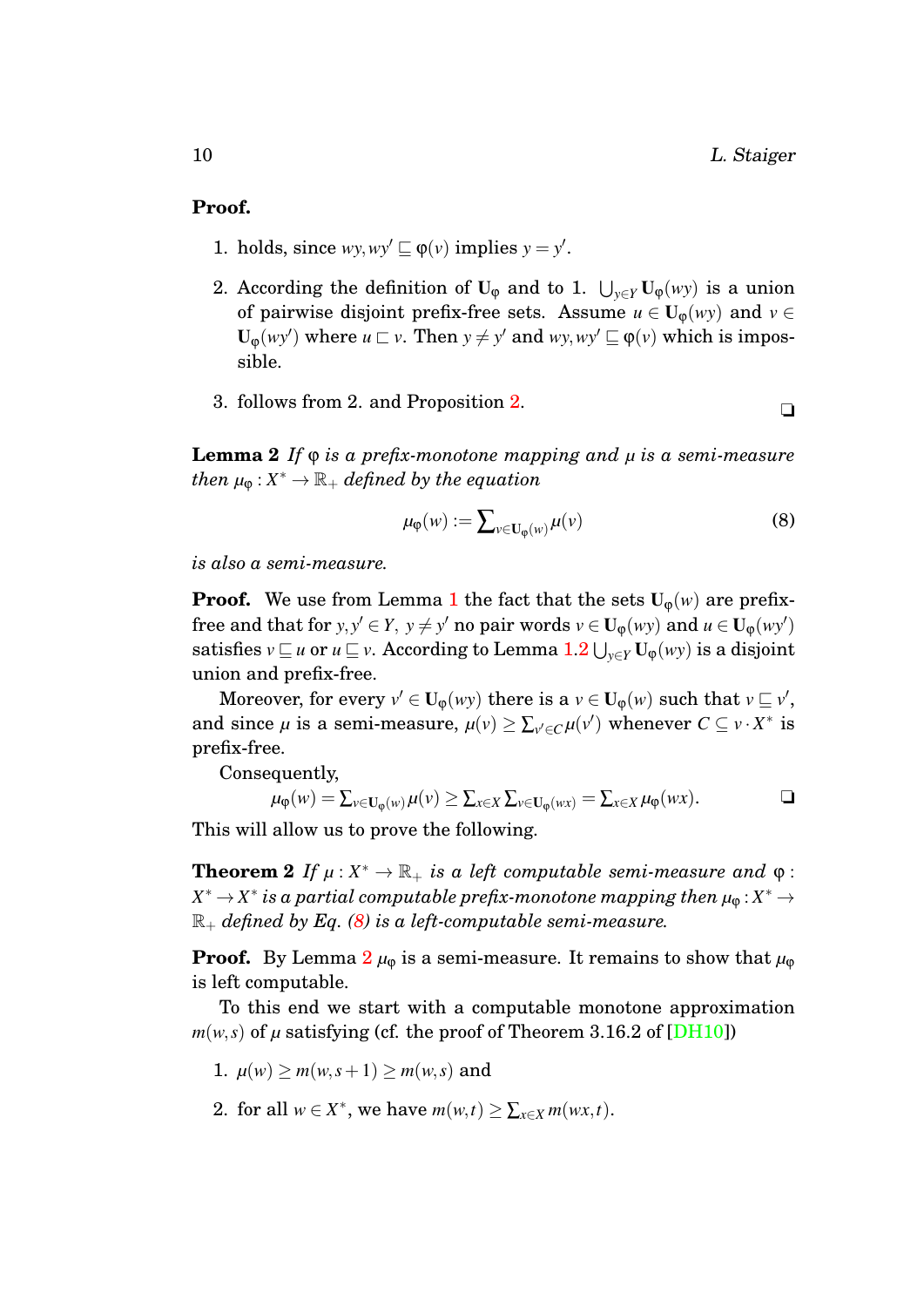**Proof.**

1. holds, since $wy, wy' \sqsubseteq \varphi(v)$ implies $y = y'$.
2. According the definition of $\mathbf{U}_\varphi$ and to 1. $\bigcup_{y\in Y} \mathbf{U}_\varphi(wy)$ is a union of pairwise disjoint prefix-free sets. Assume $u \in \mathbf{U}_\varphi(wy)$ and $v \in \mathbf{U}_\varphi(wy')$ where $u \sqsubset v$. Then $y \neq y'$ and $wy, wy' \sqsubseteq \varphi(v)$ which is impossible.
3. follows from 2. and Proposition 2. ❑

**Lemma 2** *If $\varphi$ is a prefix-monotone mapping and $\mu$ is a semi-measure then $\mu_\varphi : X^* \to \mathbb{R}_+$ defined by the equation*

$$\mu_\varphi(w) := \sum\nolimits_{v\in\mathbf{U}_\varphi(w)} \mu(v) \tag{8}$$

*is also a semi-measure.*

**Proof.** We use from Lemma 1 the fact that the sets $\mathbf{U}_\varphi(w)$ are prefix-free and that for $y, y' \in Y,\ y \neq y'$ no pair words $v \in \mathbf{U}_\varphi(wy)$ and $u \in \mathbf{U}_\varphi(wy')$ satisfies $v \sqsubseteq u$ or $u \sqsubseteq v$. According to Lemma 1.2 $\bigcup_{y\in Y} \mathbf{U}_\varphi(wy)$ is a disjoint union and prefix-free.

Moreover, for every $v' \in \mathbf{U}_\varphi(wy)$ there is a $v \in \mathbf{U}_\varphi(w)$ such that $v \sqsubseteq v'$, and since $\mu$ is a semi-measure, $\mu(v) \geq \sum_{v'\in C} \mu(v')$ whenever $C \subseteq v \cdot X^*$ is prefix-free.

Consequently,

$$\mu_\varphi(w) = \sum\nolimits_{v\in\mathbf{U}_\varphi(w)} \mu(v) \geq \sum\nolimits_{x\in X} \sum\nolimits_{v\in\mathbf{U}_\varphi(wx)} = \sum\nolimits_{x\in X} \mu_\varphi(wx).$$

❑

This will allow us to prove the following.

**Theorem 2** *If $\mu : X^* \to \mathbb{R}_+$ is a left computable semi-measure and $\varphi : X^* \to X^*$ is a partial computable prefix-monotone mapping then $\mu_\varphi : X^* \to \mathbb{R}_+$ defined by Eq. (8) is a left-computable semi-measure.*

**Proof.** By Lemma 2 $\mu_\varphi$ is a semi-measure. It remains to show that $\mu_\varphi$ is left computable.

To this end we start with a computable monotone approximation $m(w,s)$ of $\mu$ satisfying (cf. the proof of Theorem 3.16.2 of [DH10])

1. $\mu(w) \geq m(w, s+1) \geq m(w, s)$ and
2. for all $w \in X^*$, we have $m(w,t) \geq \sum_{x\in X} m(wx, t)$.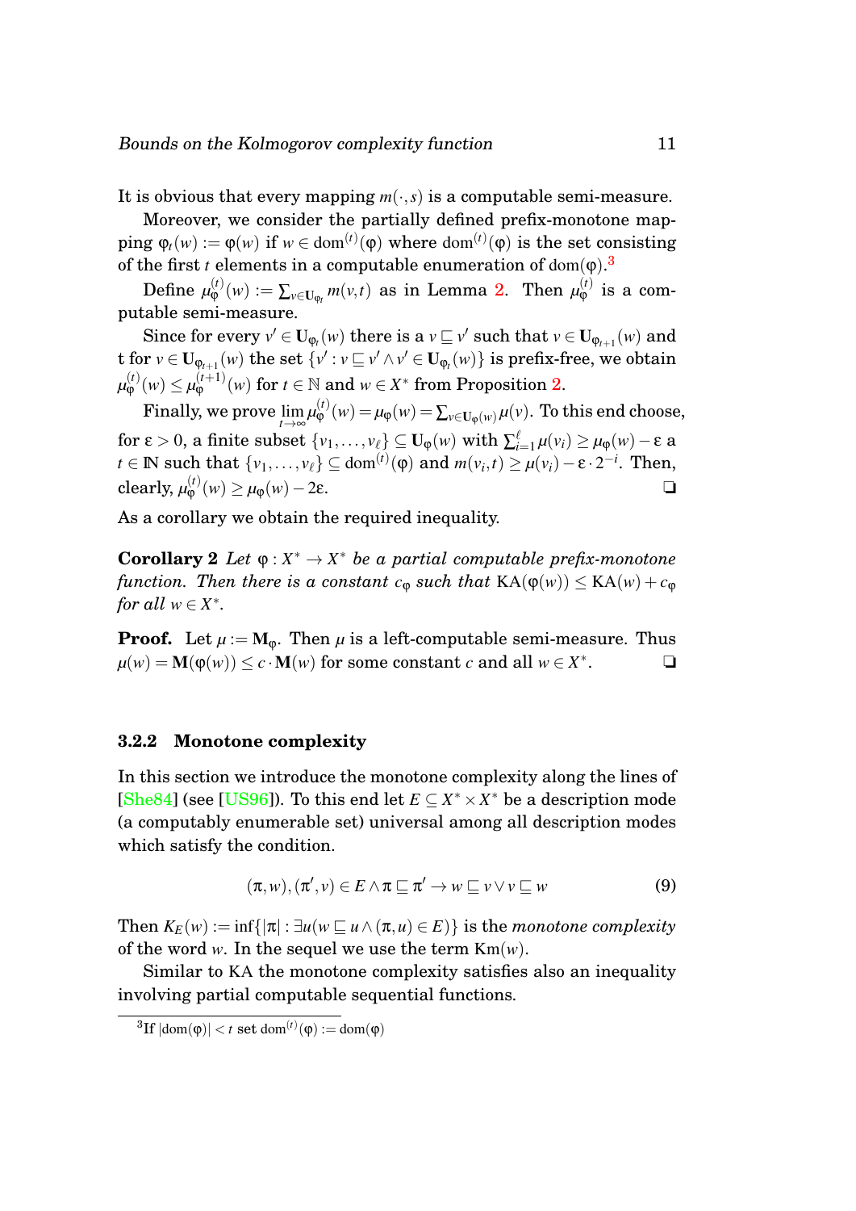It is obvious that every mapping $m(\cdot,s)$ is a computable semi-measure.

Moreover, we consider the partially defined prefix-monotone mapping $\varphi_t(w) := \varphi(w)$ if $w \in \mathrm{dom}^{(t)}(\varphi)$ where $\mathrm{dom}^{(t)}(\varphi)$ is the set consisting of the first $t$ elements in a computable enumeration of $\mathrm{dom}(\varphi)$.[3]

Define $\mu_\varphi^{(t)}(w) := \sum_{v \in \mathbf{U}_{\varphi_t}} m(v,t)$ as in Lemma 2. Then $\mu_\varphi^{(t)}$ is a computable semi-measure.

Since for every $v' \in \mathbf{U}_{\varphi_t}(w)$ there is a $v \sqsubseteq v'$ such that $v \in \mathbf{U}_{\varphi_{t+1}}(w)$ and t for $v \in \mathbf{U}_{\varphi_{t+1}}(w)$ the set $\{v' : v \sqsubseteq v' \wedge v' \in \mathbf{U}_{\varphi_t}(w)\}$ is prefix-free, we obtain $\mu_\varphi^{(t)}(w) \leq \mu_\varphi^{(t+1)}(w)$ for $t \in \mathbb{N}$ and $w \in X^*$ from Proposition 2.

Finally, we prove $\lim_{t\to\infty} \mu_\varphi^{(t)}(w) = \mu_\varphi(w) = \sum_{v \in \mathbf{U}_\varphi(w)} \mu(v)$. To this end choose, for $\varepsilon > 0$, a finite subset $\{v_1,\ldots,v_\ell\} \subseteq \mathbf{U}_\varphi(w)$ with $\sum_{i=1}^{\ell} \mu(v_i) \geq \mu_\varphi(w) - \varepsilon$ a $t \in \mathbb{N}$ such that $\{v_1,\ldots,v_\ell\} \subseteq \mathrm{dom}^{(t)}(\varphi)$ and $m(v_i,t) \geq \mu(v_i) - \varepsilon \cdot 2^{-i}$. Then, clearly, $\mu_\varphi^{(t)}(w) \geq \mu_\varphi(w) - 2\varepsilon$. ❑

As a corollary we obtain the required inequality.

**Corollary 2** *Let $\varphi : X^* \to X^*$ be a partial computable prefix-monotone function. Then there is a constant $c_\varphi$ such that $\mathrm{KA}(\varphi(w)) \leq \mathrm{KA}(w) + c_\varphi$ for all $w \in X^*$.*

**Proof.** Let $\mu := \mathbf{M}_\varphi$. Then $\mu$ is a left-computable semi-measure. Thus $\mu(w) = \mathbf{M}(\varphi(w)) \leq c \cdot \mathbf{M}(w)$ for some constant $c$ and all $w \in X^*$. ❑

#### 3.2.2 Monotone complexity

In this section we introduce the monotone complexity along the lines of [She84] (see [US96]). To this end let $E \subseteq X^* \times X^*$ be a description mode (a computably enumerable set) universal among all description modes which satisfy the condition.

$$(\pi, w), (\pi', v) \in E \wedge \pi \sqsubseteq \pi' \to w \sqsubseteq v \vee v \sqsubseteq w \tag{9}$$

Then $K_E(w) := \inf\{|\pi| : \exists u (w \sqsubseteq u \wedge (\pi, u) \in E)\}$ is the *monotone complexity* of the word $w$. In the sequel we use the term $\mathrm{Km}(w)$.

Similar to KA the monotone complexity satisfies also an inequality involving partial computable sequential functions.

---

[3] If $|\mathrm{dom}(\varphi)| < t$ set $\mathrm{dom}^{(t)}(\varphi) := \mathrm{dom}(\varphi)$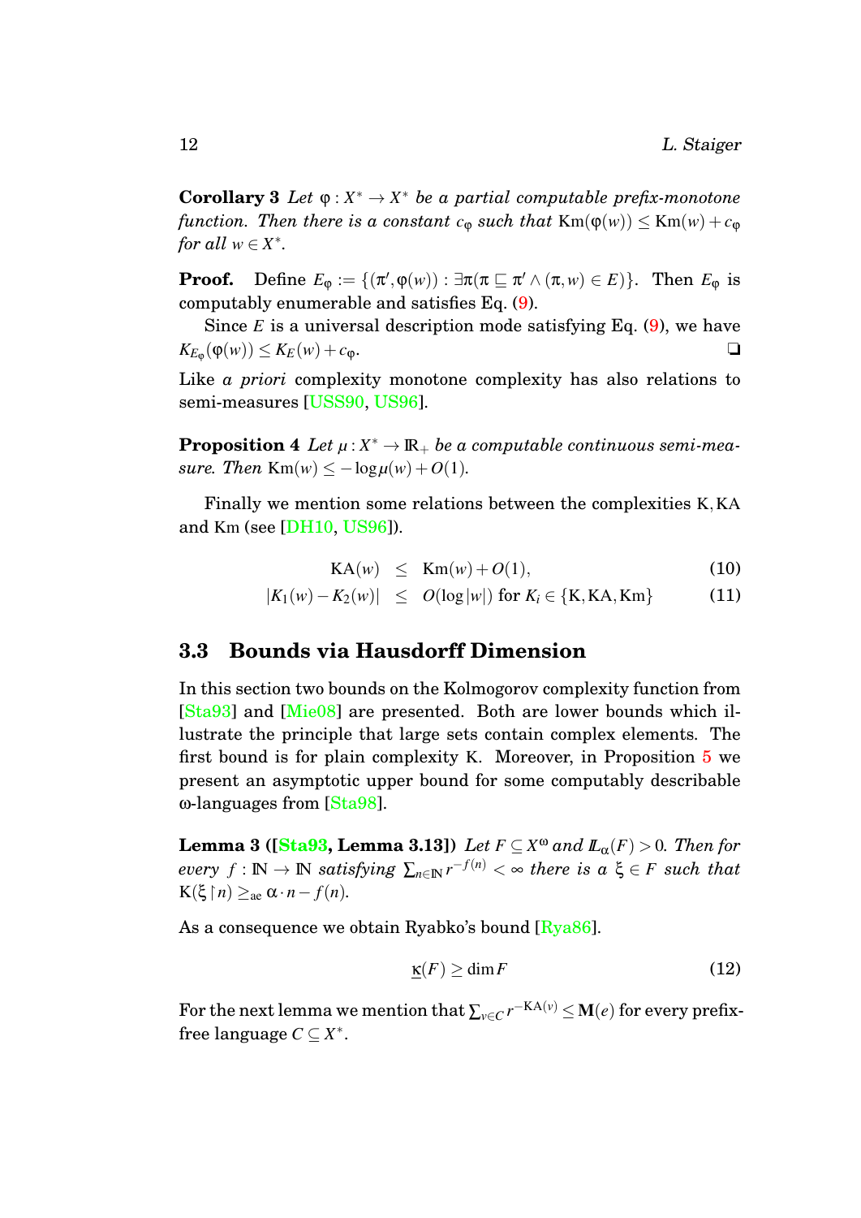**Corollary 3** *Let $\varphi : X^* \to X^*$ be a partial computable prefix-monotone function. Then there is a constant $c_\varphi$ such that* $\mathrm{Km}(\varphi(w)) \leq \mathrm{Km}(w) + c_\varphi$ *for all $w \in X^*$.*

**Proof.** Define $E_\varphi := \{(\pi', \varphi(w)) : \exists \pi(\pi \sqsubseteq \pi' \wedge (\pi, w) \in E)\}$. Then $E_\varphi$ is computably enumerable and satisfies Eq. (9).

Since $E$ is a universal description mode satisfying Eq. (9), we have $K_{E_\varphi}(\varphi(w)) \leq K_E(w) + c_\varphi$. ❑

Like *a priori* complexity monotone complexity has also relations to semi-measures [USS90, US96].

**Proposition 4** *Let $\mu : X^* \to \mathbb{R}_+$ be a computable continuous semi-measure. Then* $\mathrm{Km}(w) \leq -\log \mu(w) + O(1)$*.*

Finally we mention some relations between the complexities $\mathrm{K}, \mathrm{KA}$ and $\mathrm{Km}$ (see [DH10, US96]).

$$\mathrm{KA}(w) \leq \mathrm{Km}(w) + O(1), \tag{10}$$

$$|K_1(w) - K_2(w)| \leq O(\log |w|) \text{ for } K_i \in \{\mathrm{K}, \mathrm{KA}, \mathrm{Km}\} \tag{11}$$

## 3.3 Bounds via Hausdorff Dimension

In this section two bounds on the Kolmogorov complexity function from [Sta93] and [Mie08] are presented. Both are lower bounds which illustrate the principle that large sets contain complex elements. The first bound is for plain complexity $\mathrm{K}$. Moreover, in Proposition 5 we present an asymptotic upper bound for some computably describable $\omega$-languages from [Sta98].

**Lemma 3 ([Sta93, Lemma 3.13])** *Let $F \subseteq X^\omega$ and $\mathbb{L}_\alpha(F) > 0$. Then for every $f : \mathbb{N} \to \mathbb{N}$ satisfying $\sum_{n \in \mathbb{N}} r^{-f(n)} < \infty$ there is a $\xi \in F$ such that* $\mathrm{K}(\xi \upharpoonright n) \geq_{\mathrm{ae}} \alpha \cdot n - f(n)$*.*

As a consequence we obtain Ryabko's bound [Rya86].

$$\underline{\kappa}(F) \geq \dim F \tag{12}$$

For the next lemma we mention that $\sum_{v \in C} r^{-\mathrm{KA}(v)} \leq \mathbf{M}(e)$ for every prefix-free language $C \subseteq X^*$.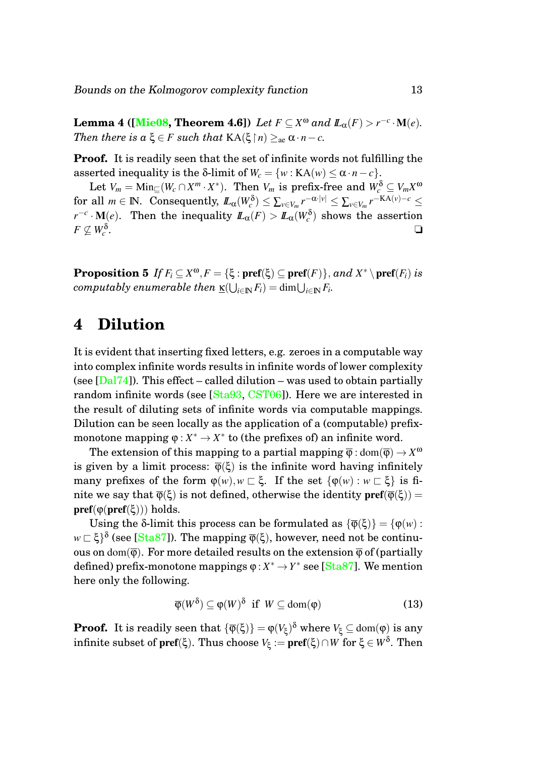**Lemma 4 ([Mie08, Theorem 4.6])** *Let $F \subseteq X^\omega$ and $I\!\!L_\alpha(F) > r^{-c} \cdot \mathbf{M}(e)$. Then there is a $\xi \in F$ such that* $\mathrm{KA}(\xi \upharpoonright n) \geq_{\mathrm{ae}} \alpha \cdot n - c$.

**Proof.** It is readily seen that the set of infinite words not fulfilling the asserted inequality is the $\delta$-limit of $W_c = \{w : \mathrm{KA}(w) \leq \alpha \cdot n - c\}$.

Let $V_m = \mathrm{Min}_{\sqsubseteq}(W_c \cap X^m \cdot X^*)$. Then $V_m$ is prefix-free and $W_c^\delta \subseteq V_m X^\omega$ for all $m \in I\!N$. Consequently, $I\!\!L_\alpha(W_c^\delta) \leq \sum_{v \in V_m} r^{-\alpha \cdot |v|} \leq \sum_{v \in V_m} r^{-\mathrm{KA}(v) - c} \leq r^{-c} \cdot \mathbf{M}(e)$. Then the inequality $I\!\!L_\alpha(F) > I\!\!L_\alpha(W_c^\delta)$ shows the assertion $F \not\subseteq W_c^\delta$. ❑

**Proposition 5** *If $F_i \subseteq X^\omega, F = \{\xi : \mathbf{pref}(\xi) \subseteq \mathbf{pref}(F)\}$, and $X^* \setminus \mathbf{pref}(F_i)$ is computably enumerable then $\underline{\kappa}(\bigcup_{i \in I\!N} F_i) = \dim \bigcup_{i \in I\!N} F_i$.*

# 4 Dilution

It is evident that inserting fixed letters, e.g. zeroes in a computable way into complex infinite words results in infinite words of lower complexity (see [Dal74]). This effect – called dilution – was used to obtain partially random infinite words (see [Sta93, CST06]). Here we are interested in the result of diluting sets of infinite words via computable mappings. Dilution can be seen locally as the application of a (computable) prefix-monotone mapping $\varphi : X^* \to X^*$ to (the prefixes of) an infinite word.

The extension of this mapping to a partial mapping $\overline{\varphi} : \mathrm{dom}(\overline{\varphi}) \to X^\omega$ is given by a limit process: $\overline{\varphi}(\xi)$ is the infinite word having infinitely many prefixes of the form $\varphi(w), w \sqsubset \xi$. If the set $\{\varphi(w) : w \sqsubset \xi\}$ is finite we say that $\overline{\varphi}(\xi)$ is not defined, otherwise the identity $\mathbf{pref}(\overline{\varphi}(\xi)) = \mathbf{pref}(\varphi(\mathbf{pref}(\xi)))$ holds.

Using the $\delta$-limit this process can be formulated as $\{\overline{\varphi}(\xi)\} = \{\varphi(w) : w \sqsubset \xi\}^\delta$ (see [Sta87]). The mapping $\overline{\varphi}(\xi)$, however, need not be continuous on $\mathrm{dom}(\overline{\varphi})$. For more detailed results on the extension $\overline{\varphi}$ of (partially defined) prefix-monotone mappings $\varphi : X^* \to Y^*$ see [Sta87]. We mention here only the following.

$$\overline{\varphi}(W^\delta) \subseteq \varphi(W)^\delta \ \text{ if } \ W \subseteq \mathrm{dom}(\varphi) \tag{13}$$

**Proof.** It is readily seen that $\{\overline{\varphi}(\xi)\} = \varphi(V_\xi)^\delta$ where $V_\xi \subseteq \mathrm{dom}(\varphi)$ is any infinite subset of $\mathbf{pref}(\xi)$. Thus choose $V_\xi := \mathbf{pref}(\xi) \cap W$ for $\xi \in W^\delta$. Then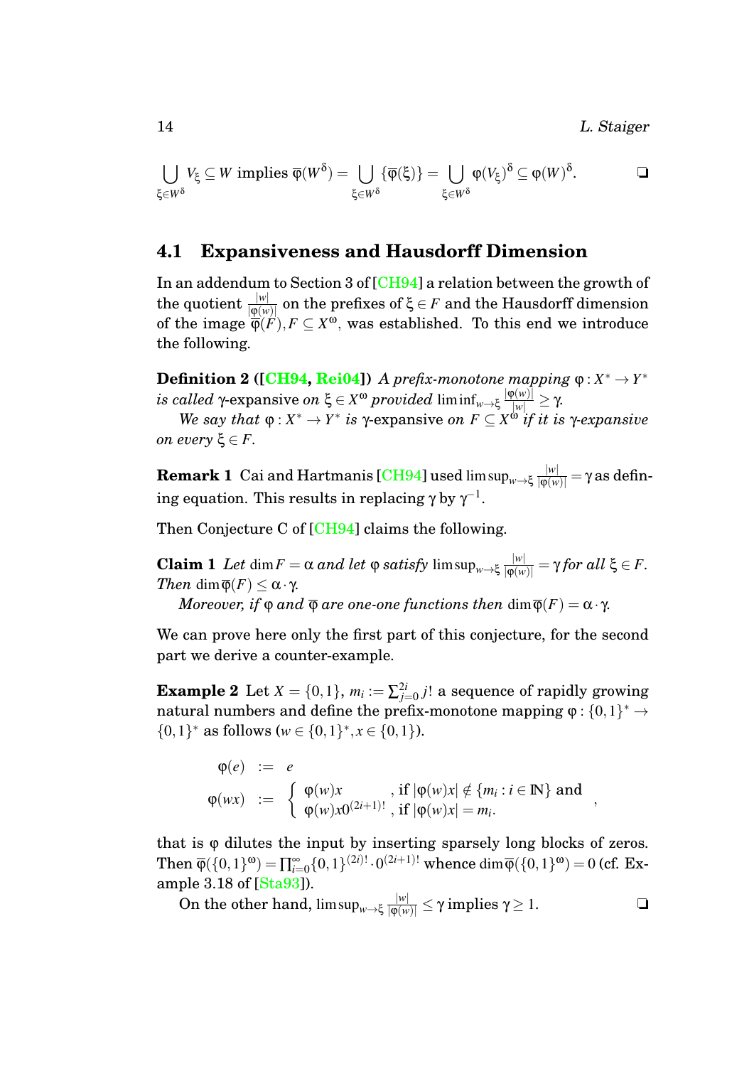$$\bigcup_{\xi \in W^\delta} V_\xi \subseteq W \text{ implies } \overline{\varphi}(W^\delta) = \bigcup_{\xi \in W^\delta} \{\overline{\varphi}(\xi)\} = \bigcup_{\xi \in W^\delta} \varphi(V_\xi)^\delta \subseteq \varphi(W)^\delta. \qquad ❏$$

## 4.1 Expansiveness and Hausdorff Dimension

In an addendum to Section 3 of [CH94] a relation between the growth of the quotient $\frac{|w|}{|\varphi(w)|}$ on the prefixes of $\xi \in F$ and the Hausdorff dimension of the image $\overline{\varphi}(F), F \subseteq X^\omega$, was established. To this end we introduce the following.

**Definition 2 ([CH94, Rei04])** *A prefix-monotone mapping $\varphi : X^* \to Y^*$ is called* $\gamma$-expansive *on $\xi \in X^\omega$ provided $\liminf_{w \to \xi} \frac{|\varphi(w)|}{|w|} \geq \gamma$.*

*We say that $\varphi : X^* \to Y^*$ is* $\gamma$-expansive *on $F \subseteq X^\omega$ if it is $\gamma$-expansive on every $\xi \in F$.*

**Remark 1** Cai and Hartmanis [CH94] used $\limsup_{w \to \xi} \frac{|w|}{|\varphi(w)|} = \gamma$ as defining equation. This results in replacing $\gamma$ by $\gamma^{-1}$.

Then Conjecture C of [CH94] claims the following.

**Claim 1** *Let $\dim F = \alpha$ and let $\varphi$ satisfy $\limsup_{w \to \xi} \frac{|w|}{|\varphi(w)|} = \gamma$ for all $\xi \in F$. Then $\dim \overline{\varphi}(F) \leq \alpha \cdot \gamma$.*

*Moreover, if $\varphi$ and $\overline{\varphi}$ are one-one functions then $\dim \overline{\varphi}(F) = \alpha \cdot \gamma$.*

We can prove here only the first part of this conjecture, for the second part we derive a counter-example.

**Example 2** Let $X = \{0,1\}$, $m_i := \sum_{j=0}^{2i} j!$ a sequence of rapidly growing natural numbers and define the prefix-monotone mapping $\varphi : \{0,1\}^* \to \{0,1\}^*$ as follows ($w \in \{0,1\}^*, x \in \{0,1\}$).

$$\begin{aligned}
\varphi(e) &:= e \\
\varphi(wx) &:= \begin{cases} \varphi(w)x & \text{, if } |\varphi(w)x| \notin \{m_i : i \in \mathbb{N}\} \text{ and} \\ \varphi(w)x0^{(2i+1)!} & \text{, if } |\varphi(w)x| = m_i. \end{cases} ,
\end{aligned}$$

that is $\varphi$ dilutes the input by inserting sparsely long blocks of zeros. Then $\overline{\varphi}(\{0,1\}^\omega) = \prod_{i=0}^{\infty} \{0,1\}^{(2i)!} \cdot 0^{(2i+1)!}$ whence $\dim \overline{\varphi}(\{0,1\}^\omega) = 0$ (cf. Example 3.18 of [Sta93]).

On the other hand, $\limsup_{w \to \xi} \frac{|w|}{|\varphi(w)|} \leq \gamma$ implies $\gamma \geq 1$. ❏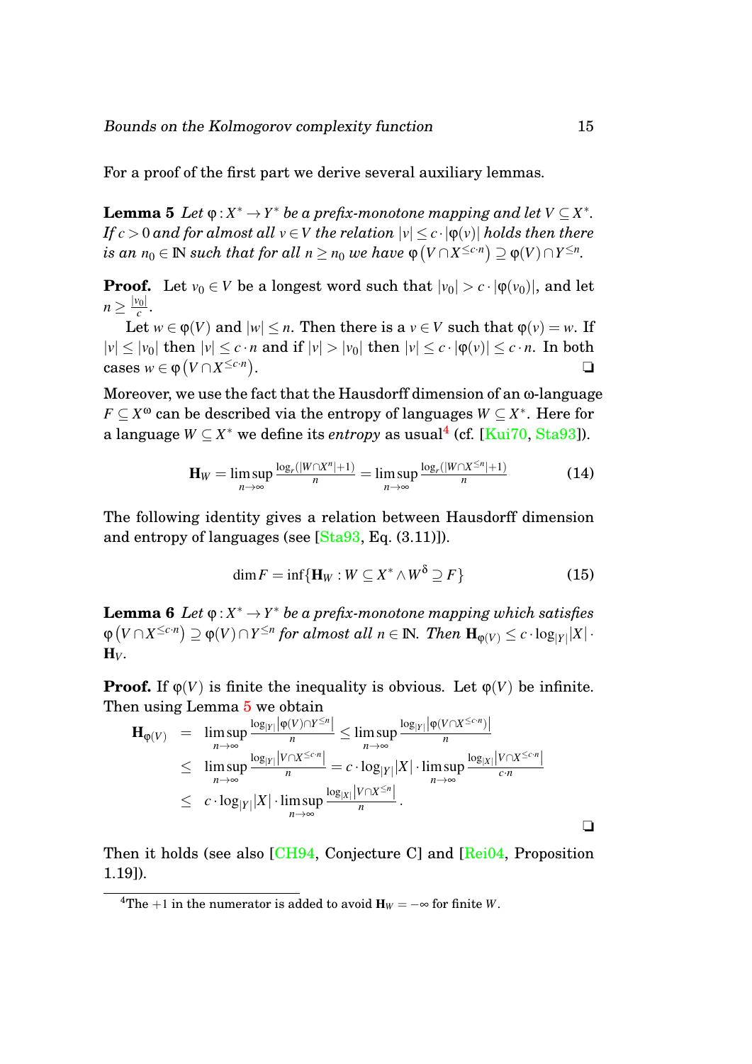For a proof of the first part we derive several auxiliary lemmas.

**Lemma 5** *Let $\varphi : X^* \to Y^*$ be a prefix-monotone mapping and let $V \subseteq X^*$. If $c > 0$ and for almost all $v \in V$ the relation $|v| \le c \cdot |\varphi(v)|$ holds then there is an $n_0 \in \mathbb{N}$ such that for all $n \ge n_0$ we have $\varphi\left(V \cap X^{\le c \cdot n}\right) \supseteq \varphi(V) \cap Y^{\le n}$.*

**Proof.** Let $v_0 \in V$ be a longest word such that $|v_0| > c \cdot |\varphi(v_0)|$, and let $n \ge \frac{|v_0|}{c}$.

Let $w \in \varphi(V)$ and $|w| \le n$. Then there is a $v \in V$ such that $\varphi(v) = w$. If $|v| \le |v_0|$ then $|v| \le c \cdot n$ and if $|v| > |v_0|$ then $|v| \le c \cdot |\varphi(v)| \le c \cdot n$. In both cases $w \in \varphi\left(V \cap X^{\le c \cdot n}\right)$. ❑

Moreover, we use the fact that the Hausdorff dimension of an ω-language $F \subseteq X^\omega$ can be described via the entropy of languages $W \subseteq X^*$. Here for a language $W \subseteq X^*$ we define its *entropy* as usual[4] (cf. [Kui70, Sta93]).

$$\mathbf{H}_W = \limsup_{n\to\infty} \frac{\log_r(|W \cap X^n| + 1)}{n} = \limsup_{n\to\infty} \frac{\log_r(|W \cap X^{\le n}| + 1)}{n} \tag{14}$$

The following identity gives a relation between Hausdorff dimension and entropy of languages (see [Sta93, Eq. (3.11)]).

$$\dim F = \inf\{\mathbf{H}_W : W \subseteq X^* \wedge W^\delta \supseteq F\} \tag{15}$$

**Lemma 6** *Let $\varphi : X^* \to Y^*$ be a prefix-monotone mapping which satisfies $\varphi\left(V \cap X^{\le c \cdot n}\right) \supseteq \varphi(V) \cap Y^{\le n}$ for almost all $n \in \mathbb{N}$. Then $\mathbf{H}_{\varphi(V)} \le c \cdot \log_{|Y|}|X| \cdot \mathbf{H}_V$.*

**Proof.** If $\varphi(V)$ is finite the inequality is obvious. Let $\varphi(V)$ be infinite. Then using Lemma 5 we obtain

$$\begin{aligned}
\mathbf{H}_{\varphi(V)} &= \limsup_{n\to\infty} \frac{\log_{|Y|}\left|\varphi(V) \cap Y^{\le n}\right|}{n} \le \limsup_{n\to\infty} \frac{\log_{|Y|}\left|\varphi\left(V \cap X^{\le c\cdot n}\right)\right|}{n} \\
&\le \limsup_{n\to\infty} \frac{\log_{|Y|}\left|V \cap X^{\le c\cdot n}\right|}{n} = c \cdot \log_{|Y|}|X| \cdot \limsup_{n\to\infty} \frac{\log_{|X|}\left|V \cap X^{\le c\cdot n}\right|}{c\cdot n} \\
&\le c \cdot \log_{|Y|}|X| \cdot \limsup_{n\to\infty} \frac{\log_{|X|}\left|V \cap X^{\le n}\right|}{n}.
\end{aligned}$$

❑

Then it holds (see also [CH94, Conjecture C] and [Rei04, Proposition 1.19]).

---

[4] The $+1$ in the numerator is added to avoid $\mathbf{H}_W = -\infty$ for finite $W$.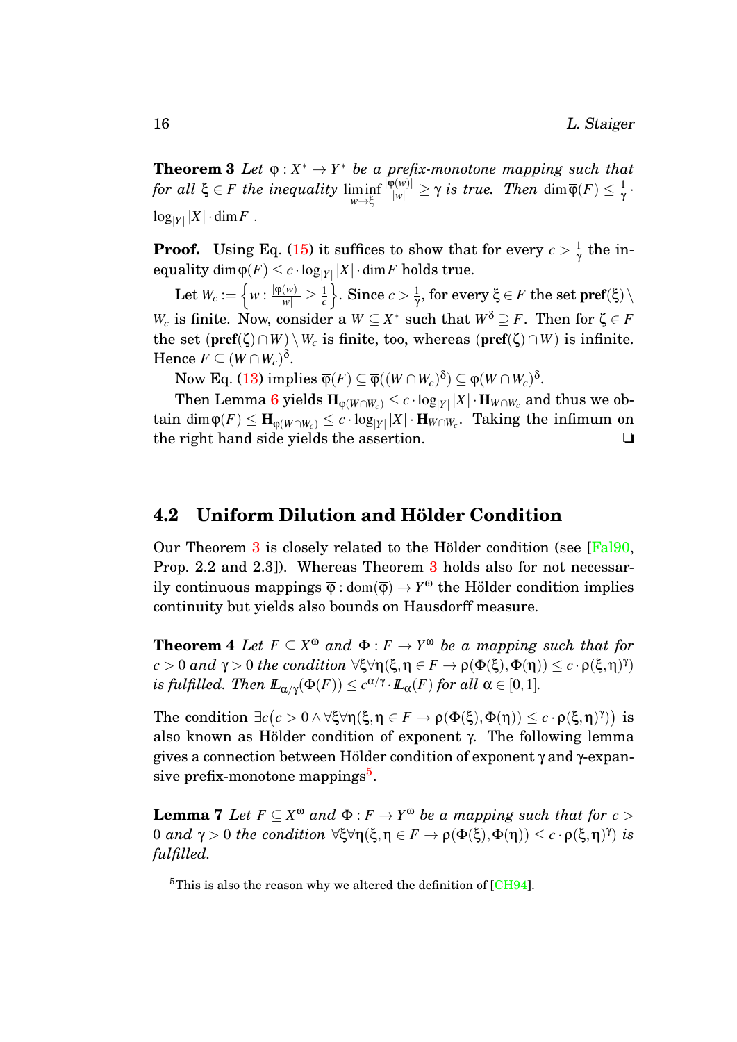**Theorem 3** *Let $\varphi : X^* \to Y^*$ be a prefix-monotone mapping such that for all $\xi \in F$ the inequality $\liminf_{w \to \xi} \frac{|\varphi(w)|}{|w|} \geq \gamma$ is true. Then $\dim \overline{\varphi}(F) \leq \frac{1}{\gamma} \cdot \log_{|Y|} |X| \cdot \dim F$ .*

**Proof.** Using Eq. (15) it suffices to show that for every $c > \frac{1}{\gamma}$ the inequality $\dim \overline{\varphi}(F) \leq c \cdot \log_{|Y|} |X| \cdot \dim F$ holds true.

Let $W_c := \left\{ w : \frac{|\varphi(w)|}{|w|} \geq \frac{1}{c} \right\}$. Since $c > \frac{1}{\gamma}$, for every $\xi \in F$ the set $\mathbf{pref}(\xi) \setminus W_c$ is finite. Now, consider a $W \subseteq X^*$ such that $W^\delta \supseteq F$. Then for $\zeta \in F$ the set $(\mathbf{pref}(\zeta) \cap W) \setminus W_c$ is finite, too, whereas $(\mathbf{pref}(\zeta) \cap W)$ is infinite. Hence $F \subseteq (W \cap W_c)^\delta$.

Now Eq. (13) implies $\overline{\varphi}(F) \subseteq \overline{\varphi}((W \cap W_c)^\delta) \subseteq \varphi(W \cap W_c)^\delta$.

Then Lemma 6 yields $\mathbf{H}_{\varphi(W \cap W_c)} \leq c \cdot \log_{|Y|} |X| \cdot \mathbf{H}_{W \cap W_c}$ and thus we obtain $\dim \overline{\varphi}(F) \leq \mathbf{H}_{\varphi(W \cap W_c)} \leq c \cdot \log_{|Y|} |X| \cdot \mathbf{H}_{W \cap W_c}$. Taking the infimum on the right hand side yields the assertion. ❑

## 4.2 Uniform Dilution and Hölder Condition

Our Theorem 3 is closely related to the Hölder condition (see [Fal90, Prop. 2.2 and 2.3]). Whereas Theorem 3 holds also for not necessarily continuous mappings $\overline{\varphi} : \mathrm{dom}(\overline{\varphi}) \to Y^\omega$ the Hölder condition implies continuity but yields also bounds on Hausdorff measure.

**Theorem 4** *Let $F \subseteq X^\omega$ and $\Phi : F \to Y^\omega$ be a mapping such that for $c > 0$ and $\gamma > 0$ the condition $\forall \xi \forall \eta (\xi, \eta \in F \to \rho(\Phi(\xi), \Phi(\eta)) \leq c \cdot \rho(\xi, \eta)^\gamma)$ is fulfilled. Then $\mathbb{L}_{\alpha/\gamma}(\Phi(F)) \leq c^{\alpha/\gamma} \cdot \mathbb{L}_\alpha(F)$ for all $\alpha \in [0, 1]$.*

The condition $\exists c \big(c > 0 \wedge \forall \xi \forall \eta (\xi, \eta \in F \to \rho(\Phi(\xi), \Phi(\eta)) \leq c \cdot \rho(\xi, \eta)^\gamma)\big)$ is also known as Hölder condition of exponent $\gamma$. The following lemma gives a connection between Hölder condition of exponent $\gamma$ and $\gamma$-expansive prefix-monotone mappings[5].

**Lemma 7** *Let $F \subseteq X^\omega$ and $\Phi : F \to Y^\omega$ be a mapping such that for $c > 0$ and $\gamma > 0$ the condition $\forall \xi \forall \eta (\xi, \eta \in F \to \rho(\Phi(\xi), \Phi(\eta)) \leq c \cdot \rho(\xi, \eta)^\gamma)$ is fulfilled.*

[5] This is also the reason why we altered the definition of [CH94].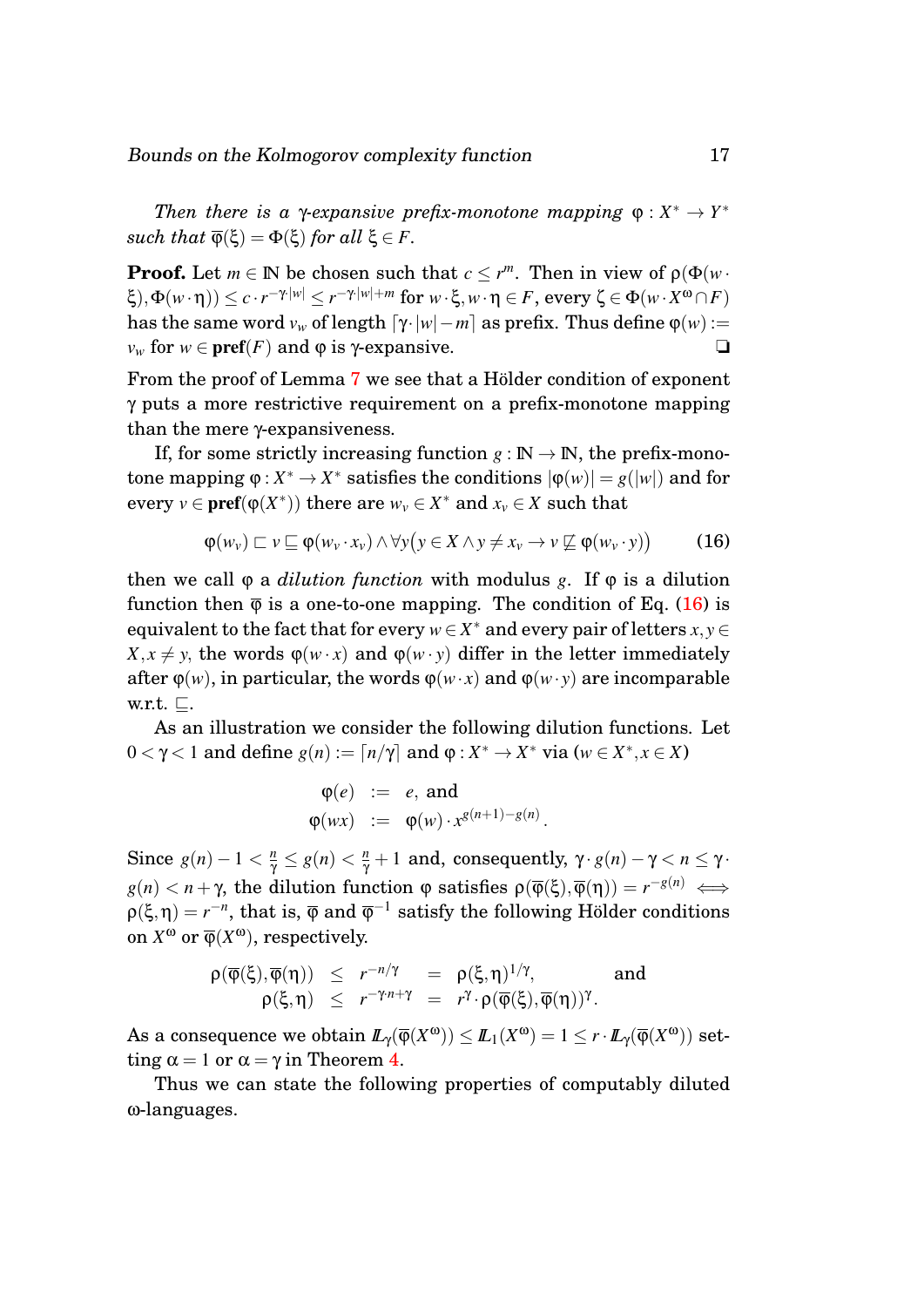*Then there is a $\gamma$-expansive prefix-monotone mapping $\varphi : X^* \to Y^*$ such that $\overline{\varphi}(\xi) = \Phi(\xi)$ for all $\xi \in F$.*

**Proof.** Let $m \in \mathbb{N}$ be chosen such that $c \leq r^m$. Then in view of $\rho(\Phi(w\cdot\xi), \Phi(w\cdot\eta)) \leq c \cdot r^{-\gamma\cdot|w|} \leq r^{-\gamma\cdot|w|+m}$ for $w\cdot\xi, w\cdot\eta \in F$, every $\zeta \in \Phi(w\cdot X^\omega \cap F)$ has the same word $v_w$ of length $\lceil \gamma\cdot|w| - m\rceil$ as prefix. Thus define $\varphi(w) := v_w$ for $w \in \mathbf{pref}(F)$ and $\varphi$ is $\gamma$-expansive. ❑

From the proof of Lemma 7 we see that a Hölder condition of exponent $\gamma$ puts a more restrictive requirement on a prefix-monotone mapping than the mere $\gamma$-expansiveness.

If, for some strictly increasing function $g : \mathbb{N} \to \mathbb{N}$, the prefix-monotone mapping $\varphi : X^* \to X^*$ satisfies the conditions $|\varphi(w)| = g(|w|)$ and for every $v \in \mathbf{pref}(\varphi(X^*))$ there are $w_v \in X^*$ and $x_v \in X$ such that

$$\varphi(w_v) \sqsubset v \sqsubseteq \varphi(w_v \cdot x_v) \wedge \forall y \big(y \in X \wedge y \neq x_v \to v \not\sqsubseteq \varphi(w_v \cdot y)\big) \tag{16}$$

then we call $\varphi$ a *dilution function* with modulus $g$. If $\varphi$ is a dilution function then $\overline{\varphi}$ is a one-to-one mapping. The condition of Eq. (16) is equivalent to the fact that for every $w \in X^*$ and every pair of letters $x, y \in X, x \neq y$, the words $\varphi(w\cdot x)$ and $\varphi(w\cdot y)$ differ in the letter immediately after $\varphi(w)$, in particular, the words $\varphi(w\cdot x)$ and $\varphi(w\cdot y)$ are incomparable w.r.t. $\sqsubseteq$.

As an illustration we consider the following dilution functions. Let $0 < \gamma < 1$ and define $g(n) := \lceil n/\gamma \rceil$ and $\varphi : X^* \to X^*$ via ($w \in X^*, x \in X$)

$$\begin{aligned} \varphi(e) &:= e, \text{ and} \\ \varphi(wx) &:= \varphi(w) \cdot x^{g(n+1)-g(n)}. \end{aligned}$$

Since $g(n) - 1 < \frac{n}{\gamma} \leq g(n) < \frac{n}{\gamma} + 1$ and, consequently, $\gamma \cdot g(n) - \gamma < n \leq \gamma \cdot g(n) < n + \gamma$, the dilution function $\varphi$ satisfies $\rho(\overline{\varphi}(\xi), \overline{\varphi}(\eta)) = r^{-g(n)} \iff \rho(\xi, \eta) = r^{-n}$, that is, $\overline{\varphi}$ and $\overline{\varphi}^{-1}$ satisfy the following Hölder conditions on $X^\omega$ or $\overline{\varphi}(X^\omega)$, respectively.

$$\begin{aligned} \rho(\overline{\varphi}(\xi), \overline{\varphi}(\eta)) &\leq r^{-n/\gamma} = \rho(\xi, \eta)^{1/\gamma}, \quad \text{and} \\ \rho(\xi, \eta) &\leq r^{-\gamma \cdot n + \gamma} = r^\gamma \cdot \rho(\overline{\varphi}(\xi), \overline{\varphi}(\eta))^\gamma. \end{aligned}$$

As a consequence we obtain $\mathbb{L}_\gamma(\overline{\varphi}(X^\omega)) \leq \mathbb{L}_1(X^\omega) = 1 \leq r \cdot \mathbb{L}_\gamma(\overline{\varphi}(X^\omega))$ setting $\alpha = 1$ or $\alpha = \gamma$ in Theorem 4.

Thus we can state the following properties of computably diluted $\omega$-languages.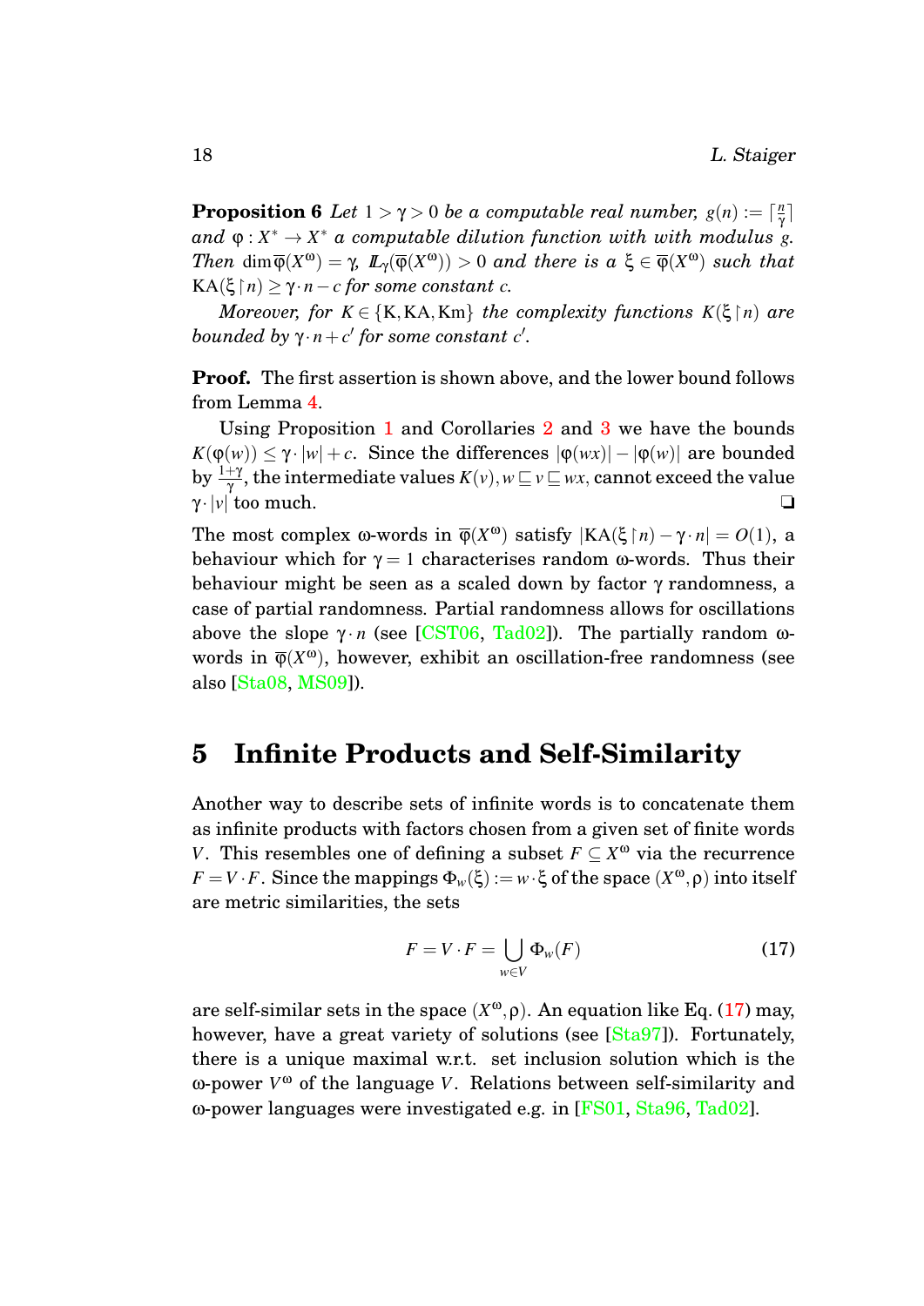**Proposition 6** *Let $1 > \gamma > 0$ be a computable real number, $g(n) := \lceil \frac{n}{\gamma} \rceil$ and $\varphi : X^* \to X^*$ a computable dilution function with with modulus $g$. Then $\dim \overline{\varphi}(X^\omega) = \gamma$, $I\!\!L_\gamma(\overline{\varphi}(X^\omega)) > 0$ and there is a $\xi \in \overline{\varphi}(X^\omega)$ such that $\mathrm{KA}(\xi \upharpoonright n) \geq \gamma \cdot n - c$ for some constant $c$.*

*Moreover, for $K \in \{\mathrm{K}, \mathrm{KA}, \mathrm{Km}\}$ the complexity functions $K(\xi \upharpoonright n)$ are bounded by $\gamma \cdot n + c'$ for some constant $c'$.*

**Proof.** The first assertion is shown above, and the lower bound follows from Lemma 4.

Using Proposition 1 and Corollaries 2 and 3 we have the bounds $K(\varphi(w)) \leq \gamma \cdot |w| + c$. Since the differences $|\varphi(wx)| - |\varphi(w)|$ are bounded by $\frac{1+\gamma}{\gamma}$, the intermediate values $K(v), w \sqsubseteq v \sqsubseteq wx$, cannot exceed the value $\gamma \cdot |v|$ too much. ❑

The most complex $\omega$-words in $\overline{\varphi}(X^\omega)$ satisfy $|\mathrm{KA}(\xi \upharpoonright n) - \gamma \cdot n| = O(1)$, a behaviour which for $\gamma = 1$ characterises random $\omega$-words. Thus their behaviour might be seen as a scaled down by factor $\gamma$ randomness, a case of partial randomness. Partial randomness allows for oscillations above the slope $\gamma \cdot n$ (see [CST06, Tad02]). The partially random $\omega$-words in $\overline{\varphi}(X^\omega)$, however, exhibit an oscillation-free randomness (see also [Sta08, MS09]).

## 5 Infinite Products and Self-Similarity

Another way to describe sets of infinite words is to concatenate them as infinite products with factors chosen from a given set of finite words $V$. This resembles one of defining a subset $F \subseteq X^\omega$ via the recurrence $F = V \cdot F$. Since the mappings $\Phi_w(\xi) := w \cdot \xi$ of the space $(X^\omega, \rho)$ into itself are metric similarities, the sets

$$F = V \cdot F = \bigcup_{w \in V} \Phi_w(F) \tag{17}$$

are self-similar sets in the space $(X^\omega, \rho)$. An equation like Eq. (17) may, however, have a great variety of solutions (see [Sta97]). Fortunately, there is a unique maximal w.r.t. set inclusion solution which is the $\omega$-power $V^\omega$ of the language $V$. Relations between self-similarity and $\omega$-power languages were investigated e.g. in [FS01, Sta96, Tad02].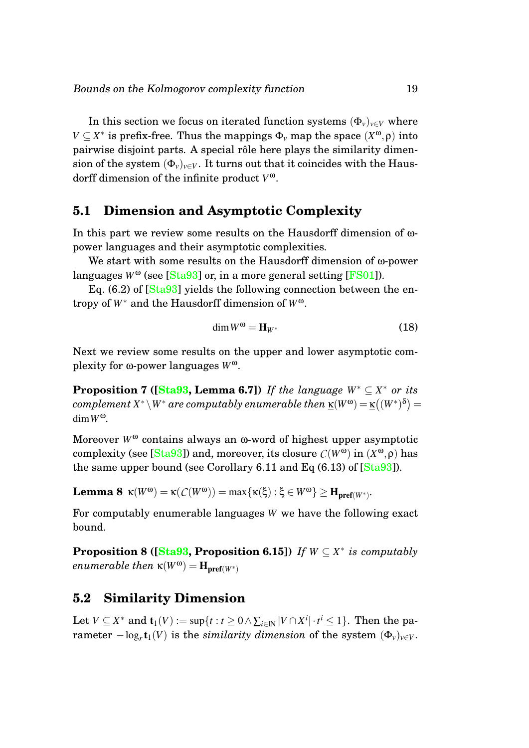In this section we focus on iterated function systems $(\Phi_v)_{v\in V}$ where $V \subseteq X^*$ is prefix-free. Thus the mappings $\Phi_v$ map the space $(X^\omega, \rho)$ into pairwise disjoint parts. A special rôle here plays the similarity dimension of the system $(\Phi_v)_{v\in V}$. It turns out that it coincides with the Hausdorff dimension of the infinite product $V^\omega$.

## 5.1 Dimension and Asymptotic Complexity

In this part we review some results on the Hausdorff dimension of ω-power languages and their asymptotic complexities.

We start with some results on the Hausdorff dimension of ω-power languages $W^\omega$ (see [Sta93] or, in a more general setting [FS01]).

Eq. (6.2) of [Sta93] yields the following connection between the entropy of $W^*$ and the Hausdorff dimension of $W^\omega$.

$$\dim W^\omega = \mathbf{H}_{W^*} \tag{18}$$

Next we review some results on the upper and lower asymptotic complexity for ω-power languages $W^\omega$.

**Proposition 7 ([Sta93, Lemma 6.7])** *If the language $W^* \subseteq X^*$ or its complement $X^* \setminus W^*$ are computably enumerable then $\underline{\kappa}(W^\omega) = \underline{\kappa}\big((W^*)^\delta\big) = \dim W^\omega$.*

Moreover $W^\omega$ contains always an ω-word of highest upper asymptotic complexity (see [Sta93]) and, moreover, its closure $\mathcal{C}(W^\omega)$ in $(X^\omega, \rho)$ has the same upper bound (see Corollary 6.11 and Eq (6.13) of [Sta93]).

**Lemma 8** $\kappa(W^\omega) = \kappa(\mathcal{C}(W^\omega)) = \max\{\kappa(\xi) : \xi \in W^\omega\} \geq \mathbf{H}_{\mathbf{pref}(W^*)}$.

For computably enumerable languages $W$ we have the following exact bound.

**Proposition 8 ([Sta93, Proposition 6.15])** *If $W \subseteq X^*$ is computably enumerable then $\kappa(W^\omega) = \mathbf{H}_{\mathbf{pref}(W^*)}$*

## 5.2 Similarity Dimension

Let $V \subseteq X^*$ and $\mathbf{t}_1(V) := \sup\{t : t \geq 0 \wedge \sum_{i\in\mathbb{N}} |V \cap X^i| \cdot t^i \leq 1\}$. Then the parameter $-\log_r \mathbf{t}_1(V)$ is the *similarity dimension* of the system $(\Phi_v)_{v\in V}$.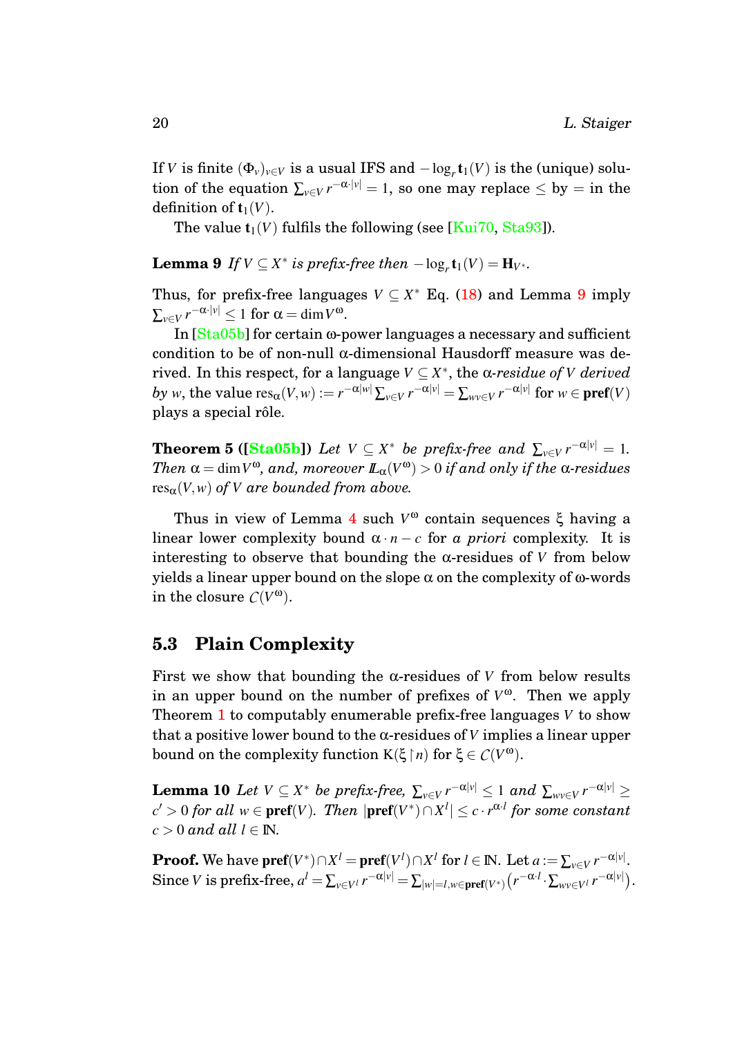If $V$ is finite $(\Phi_v)_{v\in V}$ is a usual IFS and $-\log_r \mathbf{t}_1(V)$ is the (unique) solution of the equation $\sum_{v\in V} r^{-\alpha\cdot|v|} = 1$, so one may replace $\leq$ by $=$ in the definition of $\mathbf{t}_1(V)$.

The value $\mathbf{t}_1(V)$ fulfils the following (see [Kui70, Sta93]).

**Lemma 9** *If $V \subseteq X^*$ is prefix-free then $-\log_r \mathbf{t}_1(V) = \mathbf{H}_{V^*}$.*

Thus, for prefix-free languages $V \subseteq X^*$ Eq. (18) and Lemma 9 imply $\sum_{v\in V} r^{-\alpha\cdot|v|} \leq 1$ for $\alpha = \dim V^\omega$.

In [Sta05b] for certain $\omega$-power languages a necessary and sufficient condition to be of non-null $\alpha$-dimensional Hausdorff measure was derived. In this respect, for a language $V \subseteq X^*$, the *$\alpha$-residue of $V$ derived by $w$*, the value $\mathrm{res}_\alpha(V,w) := r^{-\alpha|w|}\sum_{v\in V} r^{-\alpha|v|} = \sum_{wv\in V} r^{-\alpha|v|}$ for $w \in \mathbf{pref}(V)$ plays a special rôle.

**Theorem 5 ([Sta05b])** *Let $V \subseteq X^*$ be prefix-free and $\sum_{v\in V} r^{-\alpha|v|} = 1$. Then $\alpha = \dim V^\omega$, and, moreover $\mathbb{L}_\alpha(V^\omega) > 0$ if and only if the $\alpha$-residues $\mathrm{res}_\alpha(V,w)$ of $V$ are bounded from above.*

Thus in view of Lemma 4 such $V^\omega$ contain sequences $\xi$ having a linear lower complexity bound $\alpha \cdot n - c$ for *a priori* complexity. It is interesting to observe that bounding the $\alpha$-residues of $V$ from below yields a linear upper bound on the slope $\alpha$ on the complexity of $\omega$-words in the closure $\mathcal{C}(V^\omega)$.

## 5.3 Plain Complexity

First we show that bounding the $\alpha$-residues of $V$ from below results in an upper bound on the number of prefixes of $V^\omega$. Then we apply Theorem 1 to computably enumerable prefix-free languages $V$ to show that a positive lower bound to the $\alpha$-residues of $V$ implies a linear upper bound on the complexity function $\mathrm{K}(\xi\restriction n)$ for $\xi \in \mathcal{C}(V^\omega)$.

**Lemma 10** *Let $V \subseteq X^*$ be prefix-free, $\sum_{v\in V} r^{-\alpha|v|} \leq 1$ and $\sum_{wv\in V} r^{-\alpha|v|} \geq c' > 0$ for all $w \in \mathbf{pref}(V)$. Then $|\mathbf{pref}(V^*)\cap X^l| \leq c \cdot r^{\alpha\cdot l}$ for some constant $c > 0$ and all $l \in \mathbb{N}$.*

**Proof.** We have $\mathbf{pref}(V^*)\cap X^l = \mathbf{pref}(V^l)\cap X^l$ for $l \in \mathbb{N}$. Let $a := \sum_{v\in V} r^{-\alpha|v|}$. Since $V$ is prefix-free, $a^l = \sum_{v\in V^l} r^{-\alpha|v|} = \sum_{|w|=l, w\in\mathbf{pref}(V^*)}\left(r^{-\alpha\cdot l}\cdot\sum_{wv\in V^l} r^{-\alpha|v|}\right)$.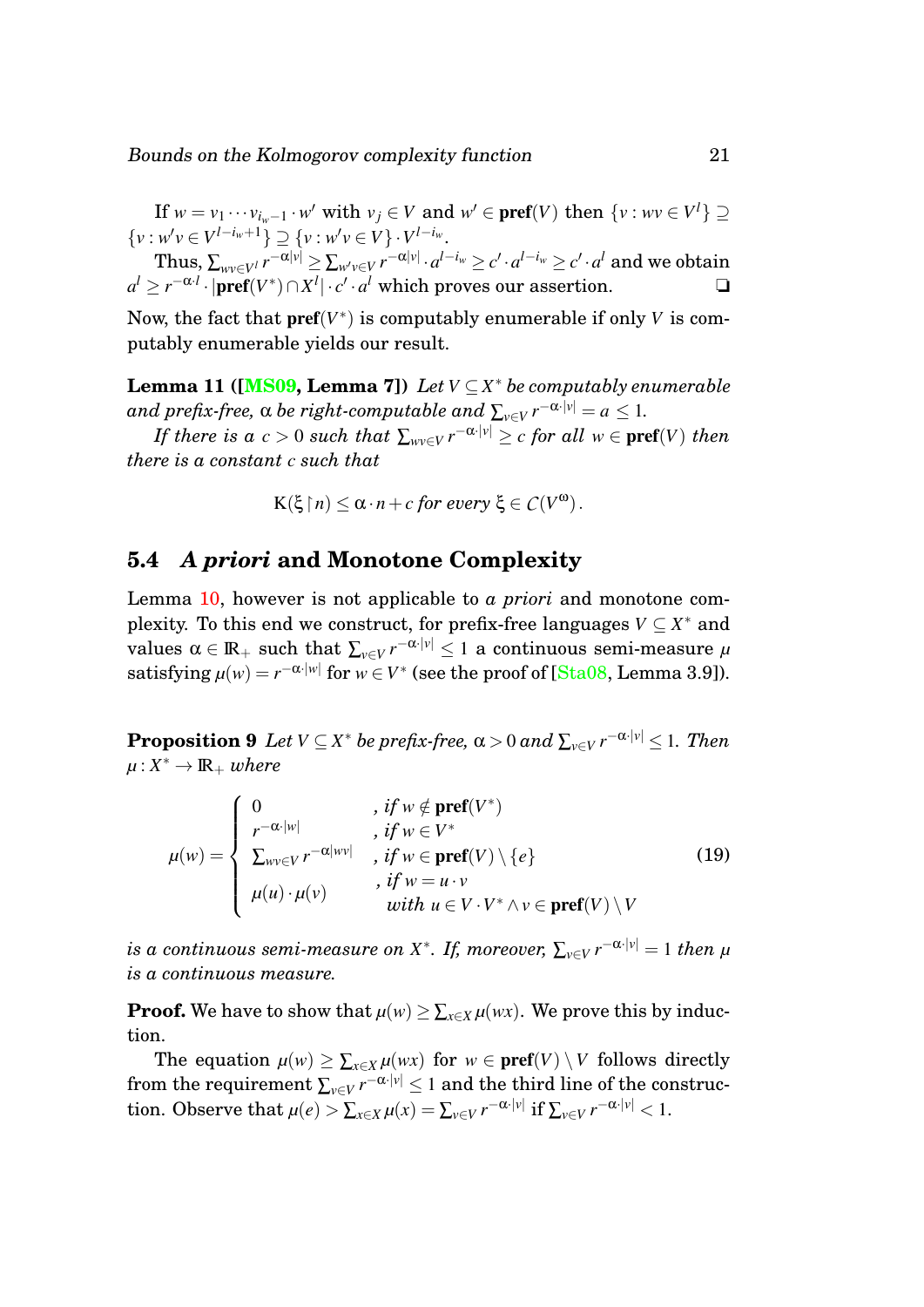If $w = v_1 \cdots v_{i_w - 1} \cdot w'$ with $v_j \in V$ and $w' \in \mathbf{pref}(V)$ then $\{v : wv \in V^l\} \supseteq \{v : w'v \in V^{l-i_w+1}\} \supseteq \{v : w'v \in V\} \cdot V^{l-i_w}$.

Thus, $\sum_{wv \in V^l} r^{-\alpha|v|} \geq \sum_{w'v \in V} r^{-\alpha|v|} \cdot a^{l-i_w} \geq c' \cdot a^{l-i_w} \geq c' \cdot a^l$ and we obtain $a^l \geq r^{-\alpha \cdot l} \cdot |\mathbf{pref}(V^*) \cap X^l| \cdot c' \cdot a^l$ which proves our assertion. ❑

Now, the fact that $\mathbf{pref}(V^*)$ is computably enumerable if only $V$ is computably enumerable yields our result.

**Lemma 11 ([MS09, Lemma 7])** *Let $V \subseteq X^*$ be computably enumerable and prefix-free, $\alpha$ be right-computable and $\sum_{v \in V} r^{-\alpha \cdot |v|} = a \leq 1$.*

*If there is a $c > 0$ such that $\sum_{wv \in V} r^{-\alpha \cdot |v|} \geq c$ for all $w \in \mathbf{pref}(V)$ then there is a constant $c$ such that*

$$\mathrm{K}(\xi \upharpoonright n) \leq \alpha \cdot n + c \text{ for every } \xi \in \mathcal{C}(V^\omega).$$

## 5.4 *A priori* and Monotone Complexity

Lemma 10, however is not applicable to *a priori* and monotone complexity. To this end we construct, for prefix-free languages $V \subseteq X^*$ and values $\alpha \in \mathbb{R}_+$ such that $\sum_{v \in V} r^{-\alpha \cdot |v|} \leq 1$ a continuous semi-measure $\mu$ satisfying $\mu(w) = r^{-\alpha \cdot |w|}$ for $w \in V^*$ (see the proof of [Sta08, Lemma 3.9]).

**Proposition 9** *Let $V \subseteq X^*$ be prefix-free, $\alpha > 0$ and $\sum_{v \in V} r^{-\alpha \cdot |v|} \leq 1$. Then $\mu : X^* \to \mathbb{R}_+$ where*

$$\mu(w) = \begin{cases} 0 & \text{, if } w \notin \mathbf{pref}(V^*) \\ r^{-\alpha \cdot |w|} & \text{, if } w \in V^* \\ \sum_{wv \in V} r^{-\alpha |wv|} & \text{, if } w \in \mathbf{pref}(V) \setminus \{e\} \\ \mu(u) \cdot \mu(v) & \text{, if } w = u \cdot v \\ & \quad \text{with } u \in V \cdot V^* \wedge v \in \mathbf{pref}(V) \setminus V \end{cases} \tag{19}$$

*is a continuous semi-measure on $X^*$. If, moreover, $\sum_{v \in V} r^{-\alpha \cdot |v|} = 1$ then $\mu$ is a continuous measure.*

**Proof.** We have to show that $\mu(w) \geq \sum_{x \in X} \mu(wx)$. We prove this by induction.

The equation $\mu(w) \geq \sum_{x \in X} \mu(wx)$ for $w \in \mathbf{pref}(V) \setminus V$ follows directly from the requirement $\sum_{v \in V} r^{-\alpha \cdot |v|} \leq 1$ and the third line of the construction. Observe that $\mu(e) > \sum_{x \in X} \mu(x) = \sum_{v \in V} r^{-\alpha \cdot |v|}$ if $\sum_{v \in V} r^{-\alpha \cdot |v|} < 1$.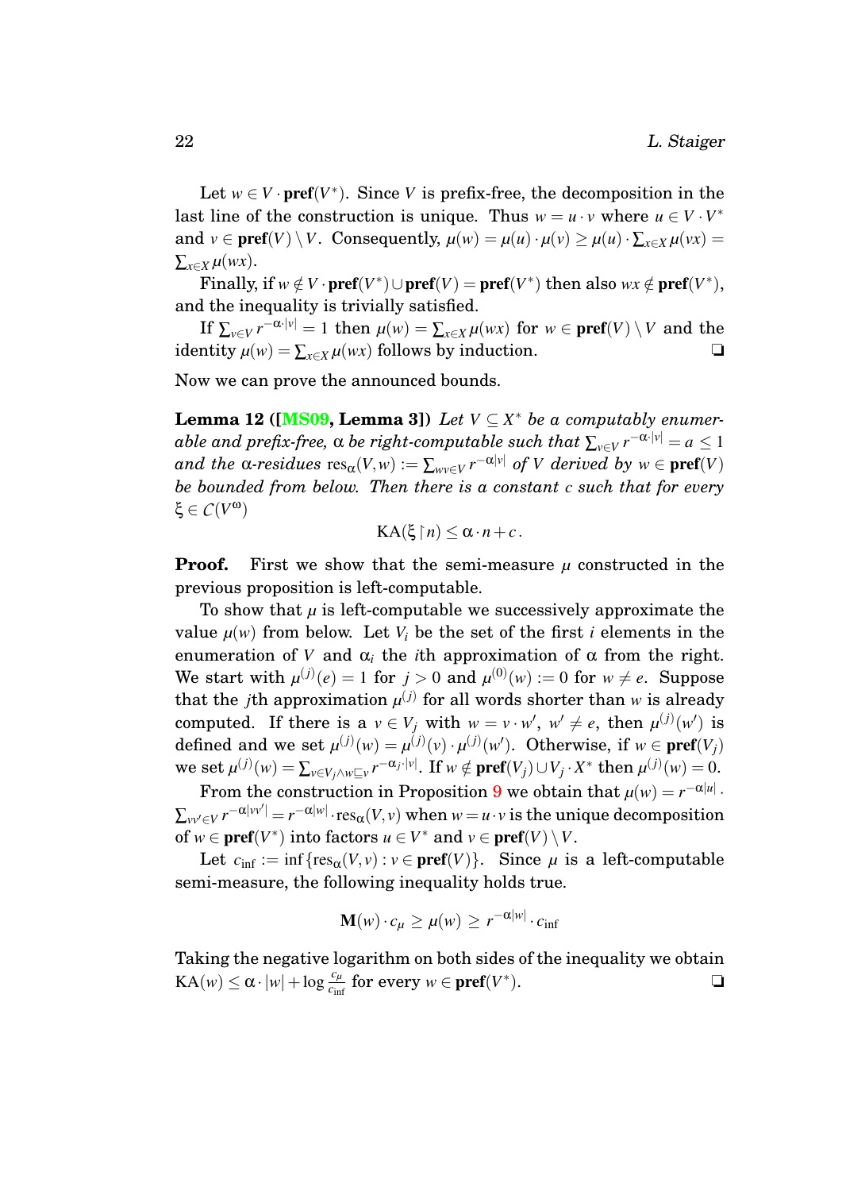Let $w \in V \cdot \mathbf{pref}(V^*)$. Since $V$ is prefix-free, the decomposition in the last line of the construction is unique. Thus $w = u \cdot v$ where $u \in V \cdot V^*$ and $v \in \mathbf{pref}(V) \setminus V$. Consequently, $\mu(w) = \mu(u) \cdot \mu(v) \geq \mu(u) \cdot \sum_{x \in X} \mu(vx) = \sum_{x \in X} \mu(wx)$.

Finally, if $w \notin V \cdot \mathbf{pref}(V^*) \cup \mathbf{pref}(V) = \mathbf{pref}(V^*)$ then also $wx \notin \mathbf{pref}(V^*)$, and the inequality is trivially satisfied.

If $\sum_{v \in V} r^{-\alpha \cdot |v|} = 1$ then $\mu(w) = \sum_{x \in X} \mu(wx)$ for $w \in \mathbf{pref}(V) \setminus V$ and the identity $\mu(w) = \sum_{x \in X} \mu(wx)$ follows by induction. ❑

Now we can prove the announced bounds.

**Lemma 12 ([MS09, Lemma 3])** *Let $V \subseteq X^*$ be a computably enumerable and prefix-free, $\alpha$ be right-computable such that $\sum_{v \in V} r^{-\alpha \cdot |v|} = a \leq 1$ and the $\alpha$-residues $\mathrm{res}_\alpha(V, w) := \sum_{wv \in V} r^{-\alpha |v|}$ of $V$ derived by $w \in \mathbf{pref}(V)$ be bounded from below. Then there is a constant $c$ such that for every $\xi \in \mathcal{C}(V^\omega)$*

$$\mathrm{KA}(\xi \restriction n) \leq \alpha \cdot n + c \,.$$

**Proof.** First we show that the semi-measure $\mu$ constructed in the previous proposition is left-computable.

To show that $\mu$ is left-computable we successively approximate the value $\mu(w)$ from below. Let $V_i$ be the set of the first $i$ elements in the enumeration of $V$ and $\alpha_i$ the $i$th approximation of $\alpha$ from the right. We start with $\mu^{(j)}(e) = 1$ for $j > 0$ and $\mu^{(0)}(w) := 0$ for $w \neq e$. Suppose that the $j$th approximation $\mu^{(j)}$ for all words shorter than $w$ is already computed. If there is a $v \in V_j$ with $w = v \cdot w'$, $w' \neq e$, then $\mu^{(j)}(w')$ is defined and we set $\mu^{(j)}(w) = \mu^{(j)}(v) \cdot \mu^{(j)}(w')$. Otherwise, if $w \in \mathbf{pref}(V_j)$ we set $\mu^{(j)}(w) = \sum_{v \in V_j \wedge w \sqsubseteq v} r^{-\alpha_j \cdot |v|}$. If $w \notin \mathbf{pref}(V_j) \cup V_j \cdot X^*$ then $\mu^{(j)}(w) = 0$.

From the construction in Proposition 9 we obtain that $\mu(w) = r^{-\alpha |u|} \cdot \sum_{vv' \in V} r^{-\alpha |vv'|} = r^{-\alpha |w|} \cdot \mathrm{res}_\alpha(V, v)$ when $w = u \cdot v$ is the unique decomposition of $w \in \mathbf{pref}(V^*)$ into factors $u \in V^*$ and $v \in \mathbf{pref}(V) \setminus V$.

Let $c_{\inf} := \inf\{\mathrm{res}_\alpha(V, v) : v \in \mathbf{pref}(V)\}$. Since $\mu$ is a left-computable semi-measure, the following inequality holds true.

$$\mathbf{M}(w) \cdot c_\mu \geq \mu(w) \geq r^{-\alpha |w|} \cdot c_{\inf}$$

Taking the negative logarithm on both sides of the inequality we obtain $\mathrm{KA}(w) \leq \alpha \cdot |w| + \log \frac{c_\mu}{c_{\inf}}$ for every $w \in \mathbf{pref}(V^*)$. ❑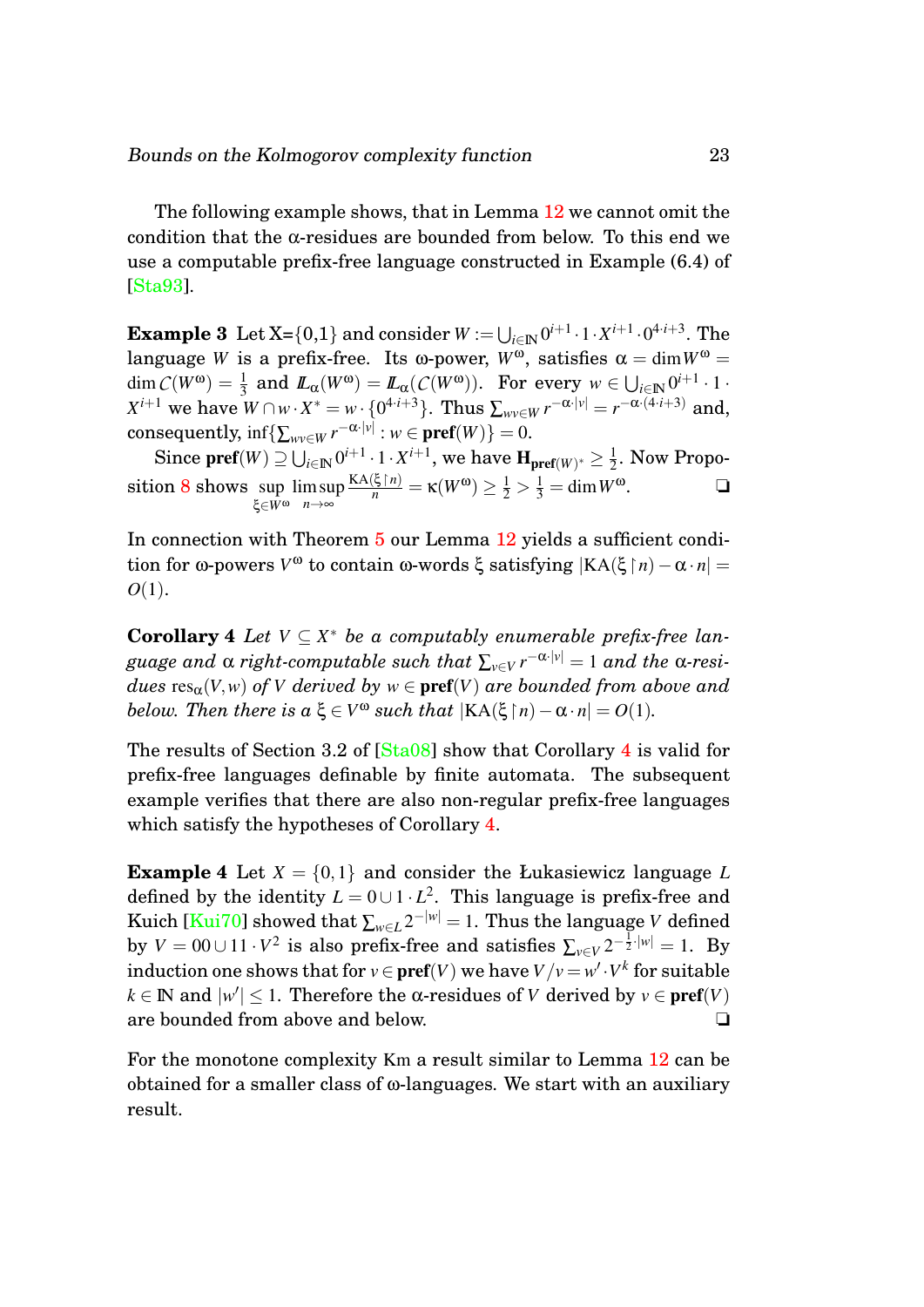The following example shows, that in Lemma 12 we cannot omit the condition that the α-residues are bounded from below. To this end we use a computable prefix-free language constructed in Example (6.4) of [Sta93].

**Example 3** Let X={0,1} and consider $W := \bigcup_{i\in\mathbb{N}} 0^{i+1}\cdot 1\cdot X^{i+1}\cdot 0^{4\cdot i+3}$. The language $W$ is a prefix-free. Its ω-power, $W^\omega$, satisfies $\alpha = \dim W^\omega = \dim \mathcal{C}(W^\omega) = \frac{1}{3}$ and $\mathbb{L}_\alpha(W^\omega) = \mathbb{L}_\alpha(\mathcal{C}(W^\omega))$. For every $w \in \bigcup_{i\in\mathbb{N}} 0^{i+1}\cdot 1\cdot X^{i+1}$ we have $W\cap w\cdot X^* = w\cdot\{0^{4\cdot i+3}\}$. Thus $\sum_{wv\in W} r^{-\alpha\cdot|v|} = r^{-\alpha\cdot(4\cdot i+3)}$ and, consequently, $\inf\{\sum_{wv\in W} r^{-\alpha\cdot|v|} : w\in \mathbf{pref}(W)\} = 0$.

Since $\mathbf{pref}(W) \supseteq \bigcup_{i\in\mathbb{N}} 0^{i+1}\cdot 1\cdot X^{i+1}$, we have $\mathbf{H}_{\mathbf{pref}(W)^*} \geq \frac{1}{2}$. Now Proposition 8 shows $\sup_{\xi\in W^\omega} \limsup_{n\to\infty} \frac{\mathrm{KA}(\xi\upharpoonright n)}{n} = \kappa(W^\omega) \geq \frac{1}{2} > \frac{1}{3} = \dim W^\omega$. ❑

In connection with Theorem 5 our Lemma 12 yields a sufficient condition for ω-powers $V^\omega$ to contain ω-words ξ satisfying $|\mathrm{KA}(\xi\upharpoonright n) - \alpha\cdot n| = O(1)$.

**Corollary 4** *Let $V\subseteq X^*$ be a computably enumerable prefix-free language and α right-computable such that $\sum_{v\in V} r^{-\alpha\cdot|v|} = 1$ and the α-residues $\mathrm{res}_\alpha(V,w)$ of $V$ derived by $w\in\mathbf{pref}(V)$ are bounded from above and below. Then there is a $\xi\in V^\omega$ such that $|\mathrm{KA}(\xi\upharpoonright n) - \alpha\cdot n| = O(1)$.*

The results of Section 3.2 of [Sta08] show that Corollary 4 is valid for prefix-free languages definable by finite automata. The subsequent example verifies that there are also non-regular prefix-free languages which satisfy the hypotheses of Corollary 4.

**Example 4** Let $X = \{0,1\}$ and consider the Łukasiewicz language $L$ defined by the identity $L = 0\cup 1\cdot L^2$. This language is prefix-free and Kuich [Kui70] showed that $\sum_{w\in L} 2^{-|w|} = 1$. Thus the language $V$ defined by $V = 00\cup 11\cdot V^2$ is also prefix-free and satisfies $\sum_{v\in V} 2^{-\frac{1}{2}\cdot|w|} = 1$. By induction one shows that for $v\in\mathbf{pref}(V)$ we have $V/v = w'\cdot V^k$ for suitable $k\in\mathbb{N}$ and $|w'|\leq 1$. Therefore the α-residues of $V$ derived by $v\in\mathbf{pref}(V)$ are bounded from above and below. ❑

For the monotone complexity Km a result similar to Lemma 12 can be obtained for a smaller class of ω-languages. We start with an auxiliary result.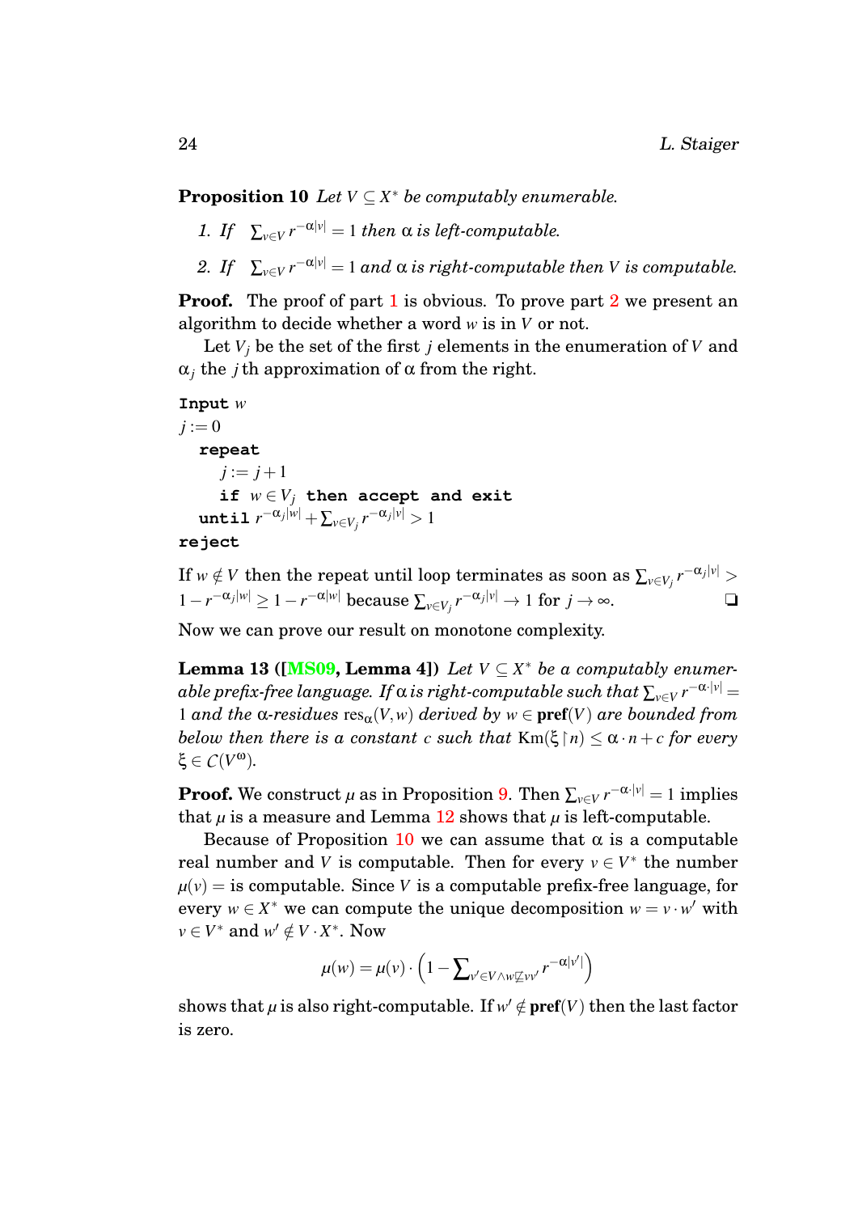**Proposition 10** *Let $V \subseteq X^*$ be computably enumerable.*

1. *If* $\sum_{v\in V} r^{-\alpha|v|} = 1$ *then $\alpha$ is left-computable.*
2. *If* $\sum_{v\in V} r^{-\alpha|v|} = 1$ *and $\alpha$ is right-computable then $V$ is computable.*

**Proof.** The proof of part 1 is obvious. To prove part 2 we present an algorithm to decide whether a word $w$ is in $V$ or not.

Let $V_j$ be the set of the first $j$ elements in the enumeration of $V$ and $\alpha_j$ the $j$th approximation of $\alpha$ from the right.

**Input** $w$
$j := 0$
  **repeat**
    $j := j+1$
    **if** $w \in V_j$ **then accept and exit**
  **until** $r^{-\alpha_j|w|} + \sum_{v\in V_j} r^{-\alpha_j|v|} > 1$
**reject**

If $w \notin V$ then the repeat until loop terminates as soon as $\sum_{v\in V_j} r^{-\alpha_j|v|} > 1 - r^{-\alpha_j|w|} \geq 1 - r^{-\alpha|w|}$ because $\sum_{v\in V_j} r^{-\alpha_j|v|} \to 1$ for $j \to \infty$. ❏

Now we can prove our result on monotone complexity.

**Lemma 13 ([MS09, Lemma 4])** *Let $V \subseteq X^*$ be a computably enumerable prefix-free language. If $\alpha$ is right-computable such that $\sum_{v\in V} r^{-\alpha\cdot|v|} = 1$ and the $\alpha$-residues $\mathrm{res}_\alpha(V,w)$ derived by $w \in \mathbf{pref}(V)$ are bounded from below then there is a constant $c$ such that $\mathrm{Km}(\xi\!\upharpoonright\! n) \leq \alpha \cdot n + c$ for every $\xi \in \mathcal{C}(V^\omega)$.*

**Proof.** We construct $\mu$ as in Proposition 9. Then $\sum_{v\in V} r^{-\alpha\cdot|v|} = 1$ implies that $\mu$ is a measure and Lemma 12 shows that $\mu$ is left-computable.

Because of Proposition 10 we can assume that $\alpha$ is a computable real number and $V$ is computable. Then for every $v \in V^*$ the number $\mu(v) =$ is computable. Since $V$ is a computable prefix-free language, for every $w \in X^*$ we can compute the unique decomposition $w = v \cdot w'$ with $v \in V^*$ and $w' \notin V \cdot X^*$. Now

$$\mu(w) = \mu(v) \cdot \left(1 - \sum_{v'\in V \wedge w \not\sqsubseteq vv'} r^{-\alpha|v'|}\right)$$

shows that $\mu$ is also right-computable. If $w' \notin \mathbf{pref}(V)$ then the last factor is zero.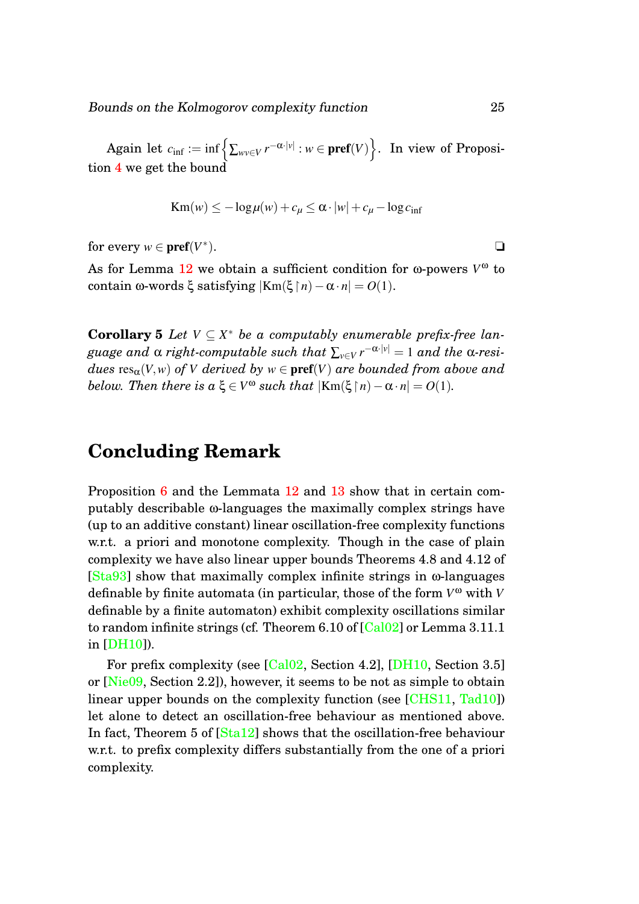Again let $c_{\inf} := \inf\left\{\sum_{wv\in V} r^{-\alpha\cdot|v|} : w \in \mathbf{pref}(V)\right\}$. In view of Proposition 4 we get the bound

$$\mathrm{Km}(w) \leq -\log\mu(w) + c_\mu \leq \alpha\cdot|w| + c_\mu - \log c_{\inf}$$

for every $w \in \mathbf{pref}(V^*)$. ❑

As for Lemma 12 we obtain a sufficient condition for ω-powers $V^\omega$ to contain ω-words $\xi$ satisfying $|\mathrm{Km}(\xi\restriction n) - \alpha\cdot n| = O(1)$.

**Corollary 5** *Let $V \subseteq X^*$ be a computably enumerable prefix-free language and $\alpha$ right-computable such that $\sum_{v\in V} r^{-\alpha\cdot|v|} = 1$ and the $\alpha$-residues $\mathrm{res}_\alpha(V,w)$ of $V$ derived by $w \in \mathbf{pref}(V)$ are bounded from above and below. Then there is a $\xi \in V^\omega$ such that $|\mathrm{Km}(\xi\restriction n) - \alpha\cdot n| = O(1)$.*

## Concluding Remark

Proposition 6 and the Lemmata 12 and 13 show that in certain computably describable ω-languages the maximally complex strings have (up to an additive constant) linear oscillation-free complexity functions w.r.t. a priori and monotone complexity. Though in the case of plain complexity we have also linear upper bounds Theorems 4.8 and 4.12 of [Sta93] show that maximally complex infinite strings in ω-languages definable by finite automata (in particular, those of the form $V^\omega$ with $V$ definable by a finite automaton) exhibit complexity oscillations similar to random infinite strings (cf. Theorem 6.10 of [Cal02] or Lemma 3.11.1 in [DH10]).

For prefix complexity (see [Cal02, Section 4.2], [DH10, Section 3.5] or [Nie09, Section 2.2]), however, it seems to be not as simple to obtain linear upper bounds on the complexity function (see [CHS11, Tad10]) let alone to detect an oscillation-free behaviour as mentioned above. In fact, Theorem 5 of [Sta12] shows that the oscillation-free behaviour w.r.t. to prefix complexity differs substantially from the one of a priori complexity.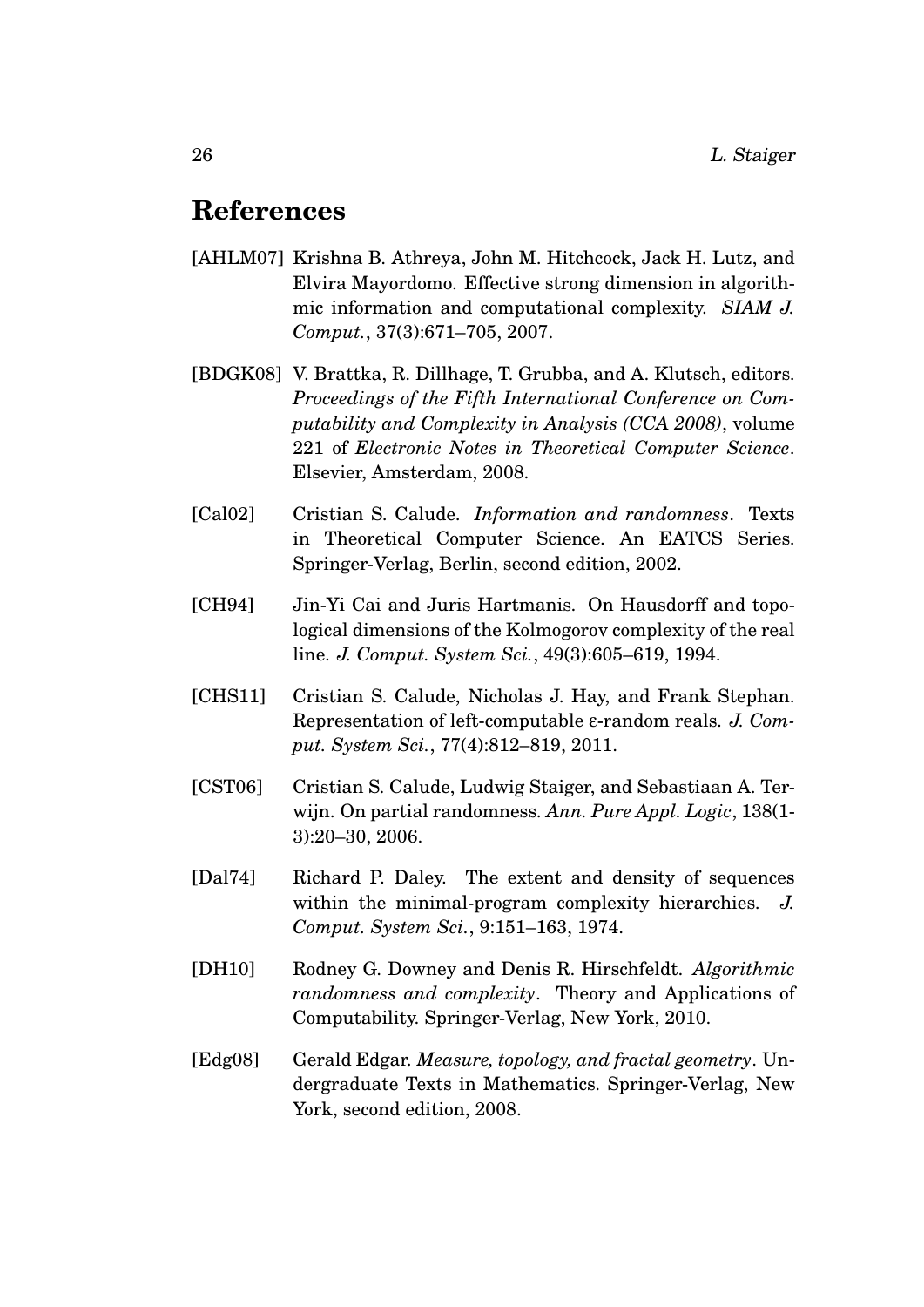## References

[AHLM07] Krishna B. Athreya, John M. Hitchcock, Jack H. Lutz, and Elvira Mayordomo. Effective strong dimension in algorithmic information and computational complexity. *SIAM J. Comput.*, 37(3):671–705, 2007.

[BDGK08] V. Brattka, R. Dillhage, T. Grubba, and A. Klutsch, editors. *Proceedings of the Fifth International Conference on Computability and Complexity in Analysis (CCA 2008)*, volume 221 of *Electronic Notes in Theoretical Computer Science*. Elsevier, Amsterdam, 2008.

[Cal02] Cristian S. Calude. *Information and randomness*. Texts in Theoretical Computer Science. An EATCS Series. Springer-Verlag, Berlin, second edition, 2002.

[CH94] Jin-Yi Cai and Juris Hartmanis. On Hausdorff and topological dimensions of the Kolmogorov complexity of the real line. *J. Comput. System Sci.*, 49(3):605–619, 1994.

[CHS11] Cristian S. Calude, Nicholas J. Hay, and Frank Stephan. Representation of left-computable ε-random reals. *J. Comput. System Sci.*, 77(4):812–819, 2011.

[CST06] Cristian S. Calude, Ludwig Staiger, and Sebastiaan A. Terwijn. On partial randomness. *Ann. Pure Appl. Logic*, 138(1-3):20–30, 2006.

[Dal74] Richard P. Daley. The extent and density of sequences within the minimal-program complexity hierarchies. *J. Comput. System Sci.*, 9:151–163, 1974.

[DH10] Rodney G. Downey and Denis R. Hirschfeldt. *Algorithmic randomness and complexity*. Theory and Applications of Computability. Springer-Verlag, New York, 2010.

[Edg08] Gerald Edgar. *Measure, topology, and fractal geometry*. Undergraduate Texts in Mathematics. Springer-Verlag, New York, second edition, 2008.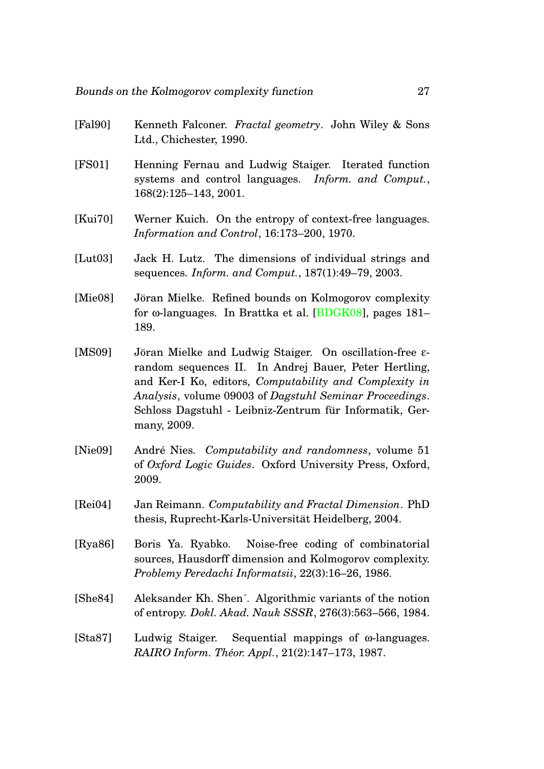[Fal90] Kenneth Falconer. *Fractal geometry*. John Wiley & Sons Ltd., Chichester, 1990.

[FS01] Henning Fernau and Ludwig Staiger. Iterated function systems and control languages. *Inform. and Comput.*, 168(2):125–143, 2001.

[Kui70] Werner Kuich. On the entropy of context-free languages. *Information and Control*, 16:173–200, 1970.

[Lut03] Jack H. Lutz. The dimensions of individual strings and sequences. *Inform. and Comput.*, 187(1):49–79, 2003.

[Mie08] Jöran Mielke. Refined bounds on Kolmogorov complexity for ω-languages. In Brattka et al. [BDGK08], pages 181–189.

[MS09] Jöran Mielke and Ludwig Staiger. On oscillation-free ε-random sequences II. In Andrej Bauer, Peter Hertling, and Ker-I Ko, editors, *Computability and Complexity in Analysis*, volume 09003 of *Dagstuhl Seminar Proceedings*. Schloss Dagstuhl - Leibniz-Zentrum für Informatik, Germany, 2009.

[Nie09] André Nies. *Computability and randomness*, volume 51 of *Oxford Logic Guides*. Oxford University Press, Oxford, 2009.

[Rei04] Jan Reimann. *Computability and Fractal Dimension*. PhD thesis, Ruprecht-Karls-Universität Heidelberg, 2004.

[Rya86] Boris Ya. Ryabko. Noise-free coding of combinatorial sources, Hausdorff dimension and Kolmogorov complexity. *Problemy Peredachi Informatsii*, 22(3):16–26, 1986.

[She84] Aleksander Kh. Shen´. Algorithmic variants of the notion of entropy. *Dokl. Akad. Nauk SSSR*, 276(3):563–566, 1984.

[Sta87] Ludwig Staiger. Sequential mappings of ω-languages. *RAIRO Inform. Théor. Appl.*, 21(2):147–173, 1987.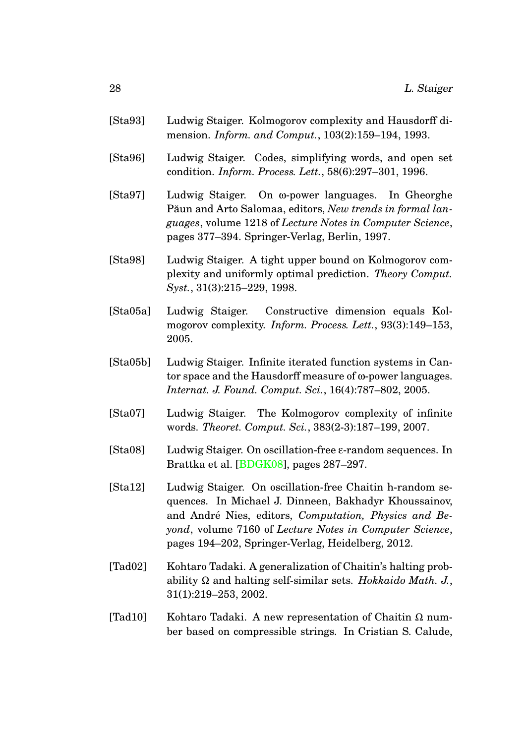[Sta93] Ludwig Staiger. Kolmogorov complexity and Hausdorff dimension. *Inform. and Comput.*, 103(2):159–194, 1993.

[Sta96] Ludwig Staiger. Codes, simplifying words, and open set condition. *Inform. Process. Lett.*, 58(6):297–301, 1996.

[Sta97] Ludwig Staiger. On ω-power languages. In Gheorghe Păun and Arto Salomaa, editors, *New trends in formal languages*, volume 1218 of *Lecture Notes in Computer Science*, pages 377–394. Springer-Verlag, Berlin, 1997.

[Sta98] Ludwig Staiger. A tight upper bound on Kolmogorov complexity and uniformly optimal prediction. *Theory Comput. Syst.*, 31(3):215–229, 1998.

[Sta05a] Ludwig Staiger. Constructive dimension equals Kolmogorov complexity. *Inform. Process. Lett.*, 93(3):149–153, 2005.

[Sta05b] Ludwig Staiger. Infinite iterated function systems in Cantor space and the Hausdorff measure of ω-power languages. *Internat. J. Found. Comput. Sci.*, 16(4):787–802, 2005.

[Sta07] Ludwig Staiger. The Kolmogorov complexity of infinite words. *Theoret. Comput. Sci.*, 383(2-3):187–199, 2007.

[Sta08] Ludwig Staiger. On oscillation-free ε-random sequences. In Brattka et al. [BDGK08], pages 287–297.

[Sta12] Ludwig Staiger. On oscillation-free Chaitin h-random sequences. In Michael J. Dinneen, Bakhadyr Khoussainov, and André Nies, editors, *Computation, Physics and Beyond*, volume 7160 of *Lecture Notes in Computer Science*, pages 194–202, Springer-Verlag, Heidelberg, 2012.

[Tad02] Kohtaro Tadaki. A generalization of Chaitin's halting probability Ω and halting self-similar sets. *Hokkaido Math. J.*, 31(1):219–253, 2002.

[Tad10] Kohtaro Tadaki. A new representation of Chaitin Ω number based on compressible strings. In Cristian S. Calude,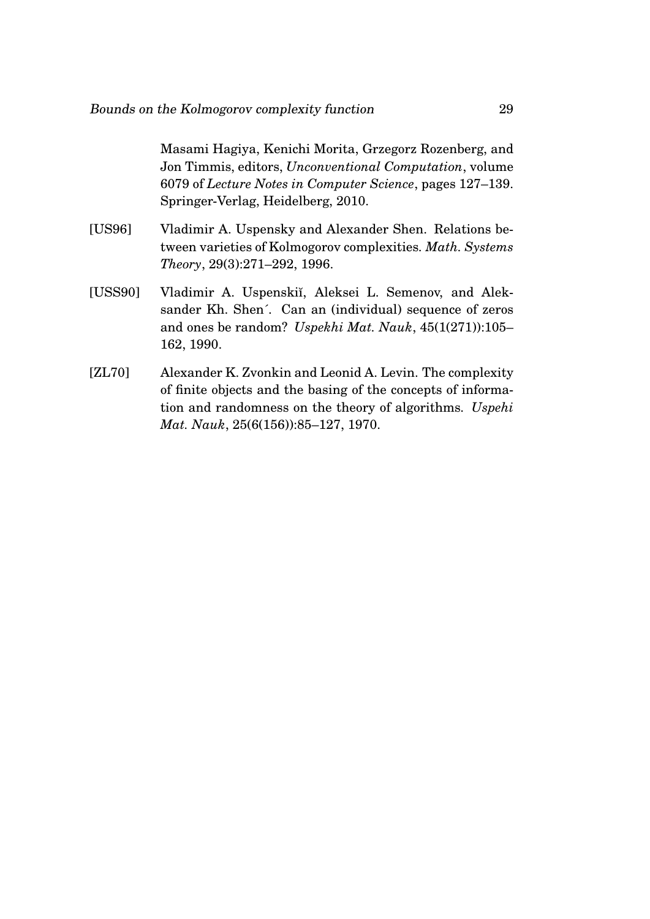Masami Hagiya, Kenichi Morita, Grzegorz Rozenberg, and Jon Timmis, editors, *Unconventional Computation*, volume 6079 of *Lecture Notes in Computer Science*, pages 127–139. Springer-Verlag, Heidelberg, 2010.

[US96] Vladimir A. Uspensky and Alexander Shen. Relations between varieties of Kolmogorov complexities. *Math. Systems Theory*, 29(3):271–292, 1996.

[USS90] Vladimir A. Uspenskiĭ, Aleksei L. Semenov, and Aleksander Kh. Shen´. Can an (individual) sequence of zeros and ones be random? *Uspekhi Mat. Nauk*, 45(1(271)):105–162, 1990.

[ZL70] Alexander K. Zvonkin and Leonid A. Levin. The complexity of finite objects and the basing of the concepts of information and randomness on the theory of algorithms. *Uspehi Mat. Nauk*, 25(6(156)):85–127, 1970.